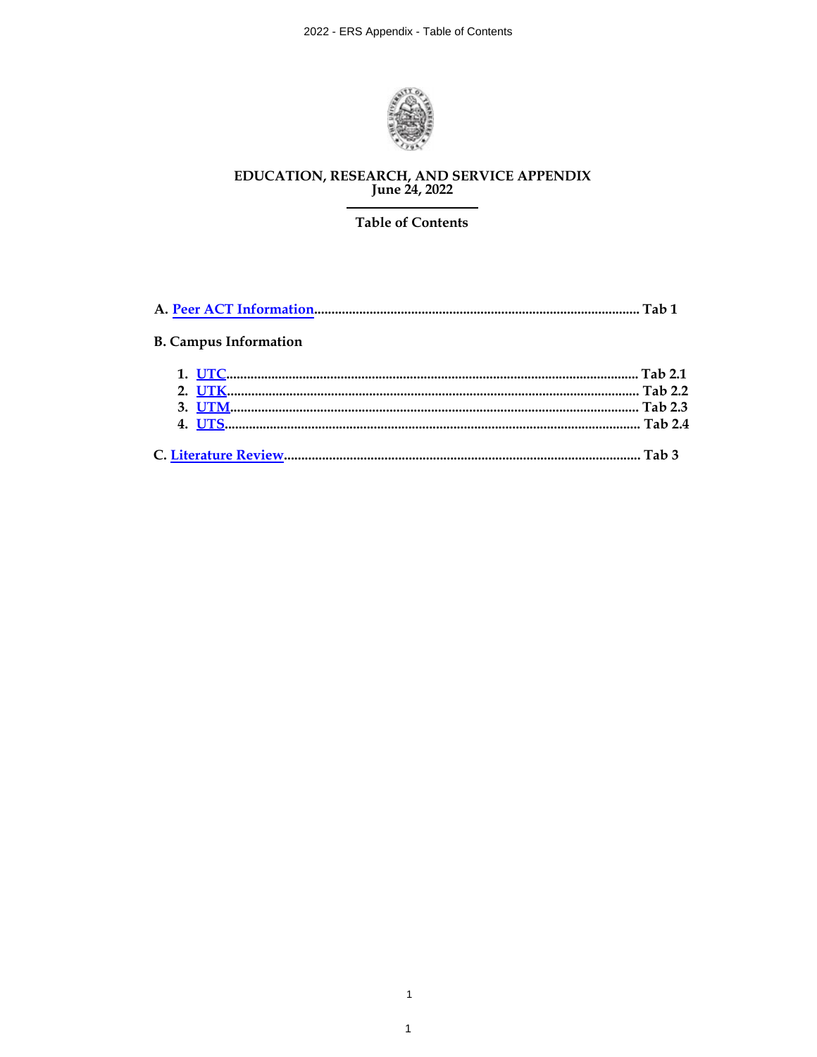# EDUCATION, RESEARCH, AND SERVICE APPENDIX
**June 24, 2022**

## Table of Contents

**A. Peer ACT Information** ............................................................ **Tab 1**

**B. Campus Information**

1. **UTC** ............................................................ **Tab 2.1**
2. **UTK** ............................................................ **Tab 2.2**
3. **UTM** ............................................................ **Tab 2.3**
4. **UTS** ............................................................ **Tab 2.4**

**C. Literature Review** ............................................................ **Tab 3**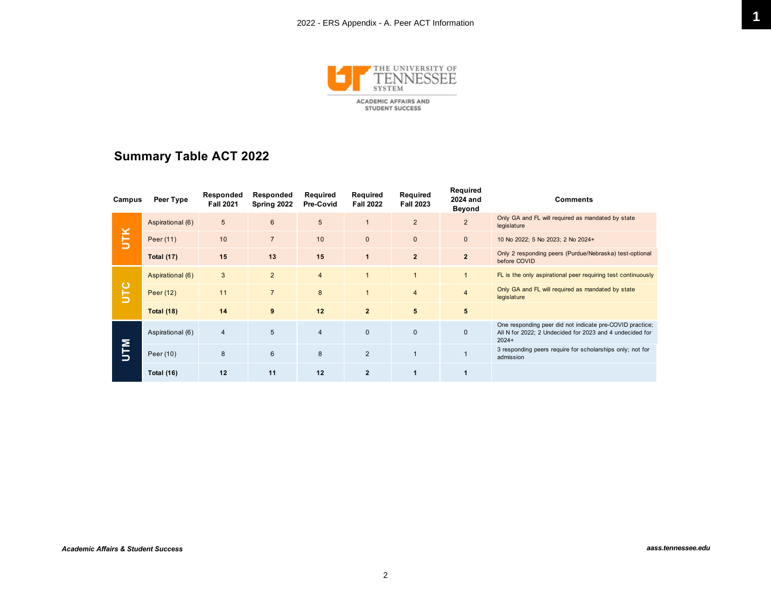## Summary Table ACT 2022

| Campus | Peer Type | Responded Fall 2021 | Responded Spring 2022 | Required Pre-Covid | Required Fall 2022 | Required Fall 2023 | Required 2024 and Beyond | Comments |
|---|---|---|---|---|---|---|---|---|
| UTK | Aspirational (6) | 5 | 6 | 5 | 1 | 2 | 2 | Only GA and FL will required as mandated by state legislature |
| | Peer (11) | 10 | 7 | 10 | 0 | 0 | 0 | 10 No 2022; 5 No 2023; 2 No 2024+ |
| | **Total (17)** | **15** | **13** | **15** | **1** | **2** | **2** | Only 2 responding peers (Purdue/Nebraska) test-optional before COVID |
| UTC | Aspirational (6) | 3 | 2 | 4 | 1 | 1 | 1 | FL is the only aspirational peer requiring test continuously |
| | Peer (12) | 11 | 7 | 8 | 1 | 4 | 4 | Only GA and FL will required as mandated by state legislature |
| | **Total (18)** | **14** | **9** | **12** | **2** | **5** | **5** | |
| UTM | Aspirational (6) | 4 | 5 | 4 | 0 | 0 | 0 | One responding peer did not indicate pre-COVID practice; All N for 2022; 2 Undecided for 2023 and 4 undecided for 2024+ |
| | Peer (10) | 8 | 6 | 8 | 2 | 1 | 1 | 3 responding peers require for scholarships only; not for admission |
| | **Total (16)** | **12** | **11** | **12** | **2** | **1** | **1** | |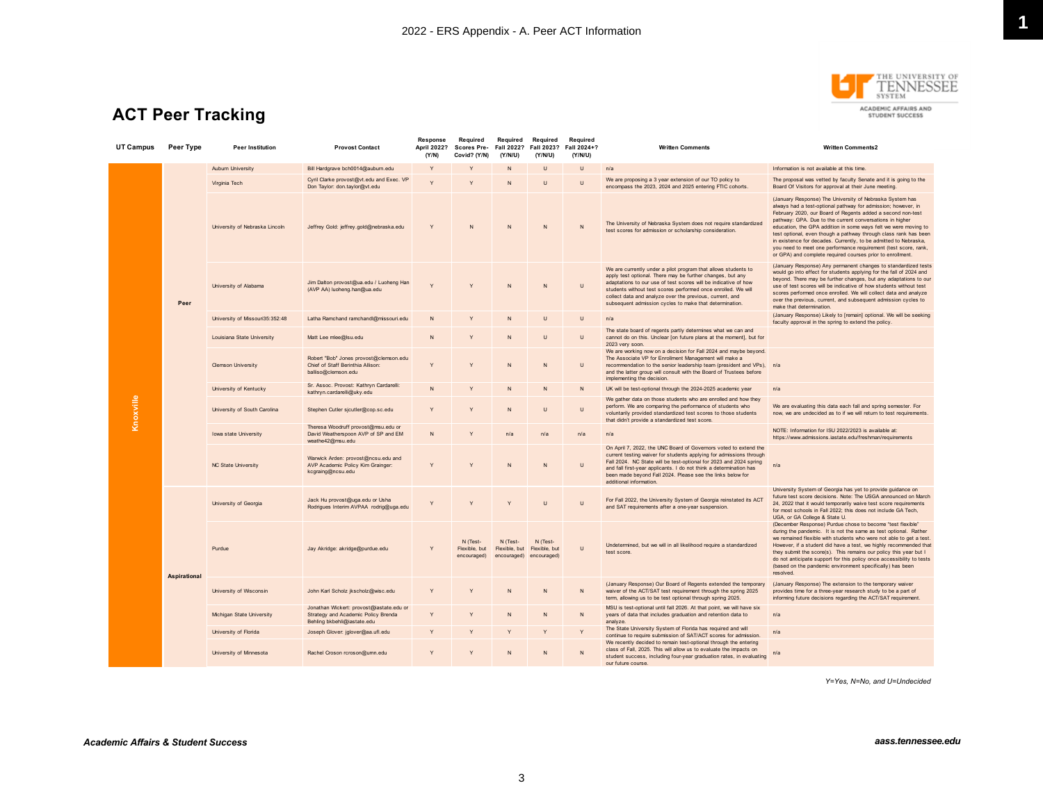# 2022 - ERS Appendix - A. Peer ACT Information

THE UNIVERSITY OF TENNESSEE SYSTEM
ACADEMIC AFFAIRS AND STUDENT SUCCESS

## ACT Peer Tracking

| UT Campus | Peer Type | Peer Institution | Provost Contact | Response April 2022? (Y/N) | Required Scores Pre-Covid? (Y/N) | Required Fall 2022? (Y/N/U) | Required Fall 2023? (Y/N/U) | Required Fall 2024+? (Y/N/U) | Written Comments | Written Comments2 |
|---|---|---|---|---|---|---|---|---|---|---|
| Knoxville | Peer | Auburn University | Bill Hardgrave bch0014@auburn.edu | Y | Y | N | U | U | n/a | Information is not available at this time. |
| | | Virginia Tech | Cyril Clarke provost@vt.edu and Exec. VP Don Taylor: don.taylor@vt.edu | Y | Y | N | U | U | We are proposing a 3 year extension of our TO policy to encompass the 2023, 2024 and 2025 entering FTIC cohorts. | The proposal was vetted by faculty Senate and it is going to the Board Of Visitors for approval at their June meeting. |
| | | University of Nebraska Lincoln | Jeffrey Gold: jeffrey.gold@nebraska.edu | Y | N | N | N | N | The University of Nebraska System does not require standardized test scores for admission or scholarship consideration. | (January Response) The University of Nebraska System has always had a test-optional pathway for admission; however, in February 2020, our Board of Regents added a second non-test pathway: GPA. Due to the current conversations in higher education, the GPA addition in some ways felt we were moving to test optional, even though a pathway through class rank has been in existence for decades. Currently, to be admitted to Nebraska, you need to meet one performance requirement (test score, rank, or GPA) and complete required courses prior to enrollment. |
| | | University of Alabama | Jim Dalton provost@ua.edu / Luoheng Han (AVP AA) luoheng.han@ua.edu | Y | Y | N | N | U | We are currently under a pilot program that allows students to apply test optional. There may be further changes, but any adaptations to our use of test scores will be indicative of how students without test scores performed once enrolled. We will collect data and analyze over the previous, current, and subsequent admission cycles to make that determination. | (January Response) Any permanent changes to standardized tests would go into effect for students applying for the fall of 2024 and beyond. There may be further changes, but any adaptations to our use of test scores will be indicative of how students without test scores performed once enrolled. We will collect data and analyze over the previous, current, and subsequent admission cycles to make that determination. |
| | | University of Missouri35:352:48 | Latha Ramchand ramchandl@missouri.edu | N | Y | N | U | U | n/a | (January Response) Likely to [remain] optional. We will be seeking faculty approval in the spring to extend the policy. |
| | | Louisiana State University | Matt Lee mlee@lsu.edu | N | Y | N | U | U | The state board of regents partly determines what we can and cannot do on this. Unclear [on future plans at the moment], but for 2023 very soon. | |
| | | Clemson University | Robert "Bob" Jones provost@clemson.edu Chief of Staff Berinthia Allison: balliso@clemson.edu | Y | Y | N | N | U | We are working now on a decision for Fall 2024 and maybe beyond. The Associate VP for Enrollment Management will make a recommendation to the senior leadership team (president and VPs), and the latter group will consult with the Board of Trustees before implementing the decision. | n/a |
| | | University of Kentucky | Sr. Assoc. Provost: Kathryn Cardarelli: kathryn.cardarelli@uky.edu | N | Y | N | N | N | UK will be test-optional through the 2024-2025 academic year | n/a |
| | | University of South Carolina | Stephen Cutler sjcutler@cop.sc.edu | Y | Y | N | U | U | We gather data on those students who are enrolled and how they perform. We are comparing the performance of students who voluntarily provided standardized test scores to those students that didn't provide a standardized test score. | We are evaluating this data each fall and spring semester. For now, we are undecided as to if we will return to test requirements. |
| | | Iowa state University | Theresa Woodruff provost@msu.edu or David Weatherspoon AVP of SP and EM weathe42@msu.edu | N | Y | n/a | n/a | n/a | n/a | NOTE: Information for ISU 2022/2023 is available at: https://www.admissions.iastate.edu/freshman/requirements |
| | | NC State University | Warwick Arden: provost@ncsu.edu and AVP Academic Policy Kim Grainger: kcgraing@ncsu.edu | Y | Y | N | N | U | On April 7, 2022, the UNC Board of Governors voted to extend the current testing waiver for students applying for admissions through Fall 2024. NC State will be test-optional for 2023 and 2024 spring and fall first-year applicants. I do not think a determination has been made beyond Fall 2024. Please see the links below for additional information. | n/a |
| | Aspirational | University of Georgia | Jack Hu provost@uga.edu or Usha Rodrigues Interim AVPAA rodrig@uga.edu | Y | Y | Y | U | U | For Fall 2022, the University System of Georgia reinstated its ACT and SAT requirements after a one-year suspension. | University System of Georgia has yet to provide guidance on future test score decisions. Note: The USGA announced on March 24, 2022 that it would temporarily waive test score requirements for most schools in Fall 2022; this does not include GA Tech, UGA, or GA College & State U. |
| | | Purdue | Jay Akridge: akridge@purdue.edu | Y | N (Test-Flexible, but encouraged) | N (Test-Flexible, but encouraged) | N (Test-Flexible, but encouraged) | U | Undetermined, but we will in all likelihood require a standardized test score. | (December Response) Purdue chose to become "test flexible" during the pandemic. It is not the same as test optional. Rather we remained flexible with students who were not able to get a test. However, if a student did have a test, we highly recommended that they submit the score(s). This remains our policy this year but I do not anticipate support for this policy once accessibility to tests (based on the pandemic environment specifically) has been resolved. |
| | | University of Wisconsin | John Karl Scholz jkscholz@wisc.edu | Y | Y | N | N | N | (January Response) Our Board of Regents extended the temporary waiver of the ACT/SAT test requirement through the spring 2025 term, allowing us to be test optional through spring 2025. | (January Response) The extension to the temporary waiver provides time for a three-year research study to be a part of informing future decisions regarding the ACT/SAT requirement. |
| | | Michigan State University | Jonathan Wickert: provost@iastate.edu or Strategy and Academic Policy Brenda Behling bkbehli@iastate.edu | Y | Y | N | N | N | MSU is test-optional until fall 2026. At that point, we will have six years of data that includes graduation and retention data to analyze. | n/a |
| | | University of Florida | Joseph Glover: jglover@aa.ufl.edu | Y | Y | Y | Y | Y | The State University System of Florida has required and will continue to require submission of SAT/ACT scores for admission. | n/a |
| | | University of Minnesota | Rachel Croson rcroson@umn.edu | Y | Y | N | N | N | We recently decided to remain test-optional through the entering class of Fall, 2025. This will allow us to evaluate the impacts on student success, including four-year graduation rates, in evaluating our future course. | n/a |

*Y=Yes, N=No, and U=Undecided*

***Academic Affairs & Student Success*** ***aass.tennessee.edu***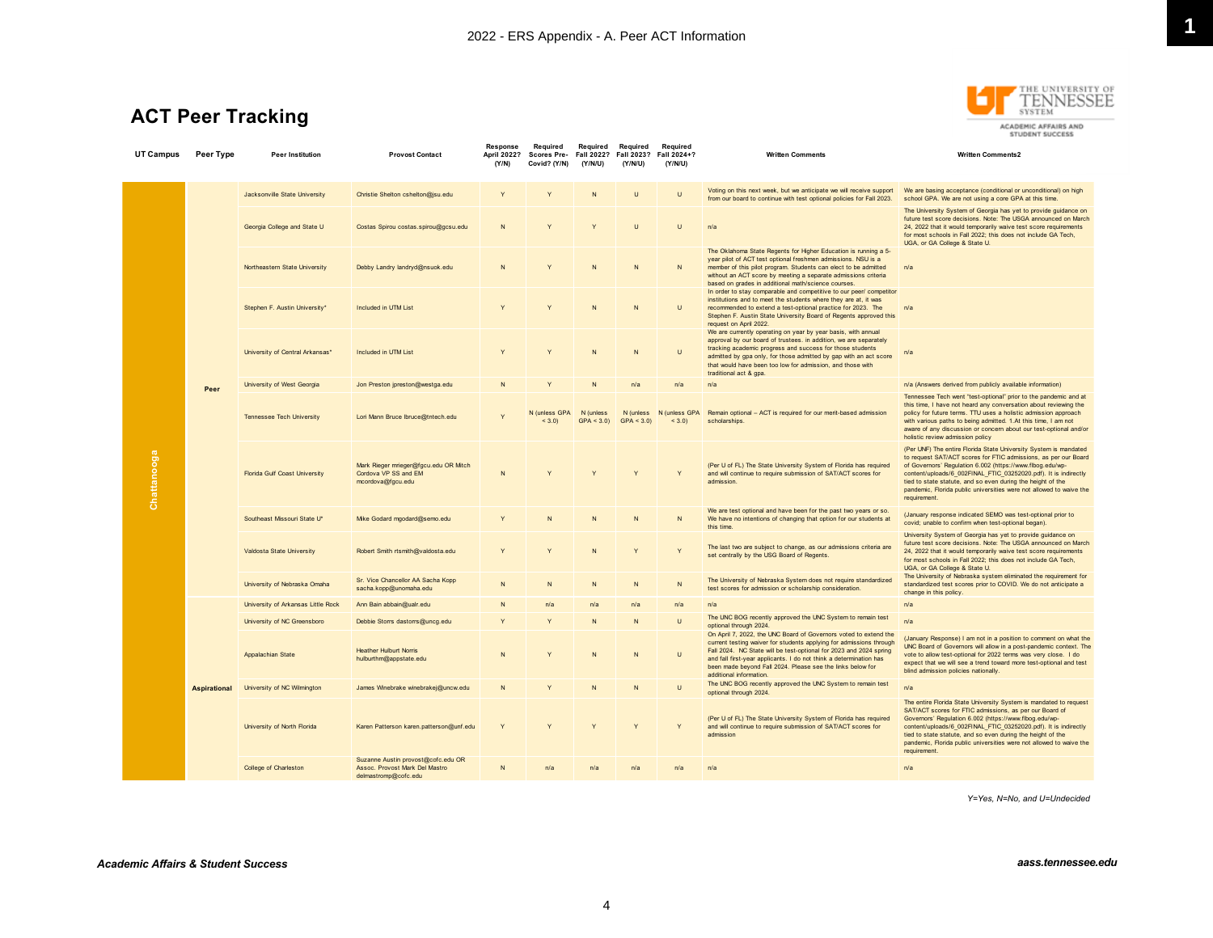2022 - ERS Appendix - A. Peer ACT Information

# ACT Peer Tracking

| UT Campus | Peer Type | Peer Institution | Provost Contact | Response April 2022? (Y/N) | Required Scores Pre-Covid? (Y/N) | Required Fall 2022? (Y/N/U) | Required Fall 2023? (Y/N/U) | Required Fall 2024+? (Y/N/U) | Written Comments | Written Comments2 |
|---|---|---|---|---|---|---|---|---|---|---|
| Chattanooga | Peer | Jacksonville State University | Christie Shelton cshelton@jsu.edu | Y | Y | N | U | U | Voting on this next week, but we anticipate we will receive support from our board to continue with test optional policies for Fall 2023. | We are basing acceptance (conditional or unconditional) on high school GPA. We are not using a core GPA at this time. |
| | | Georgia College and State U | Costas Spirou costas.spirou@gcsu.edu | N | Y | Y | U | U | n/a | The University System of Georgia has yet to provide guidance on future test score decisions. Note: The USGA announced on March 24, 2022 that it would temporarily waive test score requirements for most schools in Fall 2022; this does not include GA Tech, UGA, or GA College & State U. |
| | | Northeastern State University | Debby Landry landryd@nsuok.edu | N | Y | N | N | N | The Oklahoma State Regents for Higher Education is running a 5-year pilot of ACT test optional freshmen admissions. NSU is a member of this pilot program. Students can elect to be admitted without an ACT score by meeting a separate admissions criteria based on grades in additional math/science courses. | n/a |
| | | Stephen F. Austin University* | Included in UTM List | Y | Y | N | N | U | In order to stay comparable and competitive to our peer/ competitor institutions and to meet the students where they are at, it was recommended to extend a test-optional practice for 2023. The Stephen F. Austin State University Board of Regents approved this request on April 2022. | n/a |
| | | University of Central Arkansas* | Included in UTM List | Y | Y | N | N | U | We are currently operating on year by year basis, with annual approval by our board of trustees. in addition, we are separately tracking academic progress and success for those students admitted by gpa only, for those admitted by gap with an act score that would have been too low for admission, and those with traditional act & gpa. | n/a |
| | | University of West Georgia | Jon Preston jpreston@westga.edu | N | Y | N | n/a | n/a | n/a | n/a (Answers derived from publicly available information) |
| | | Tennessee Tech University | Lori Mann Bruce lbruce@tntech.edu | Y | N (unless GPA < 3.0) | N (unless GPA < 3.0) | N (unless GPA < 3.0) | N (unless GPA < 3.0) | Remain optional – ACT is required for our merit-based admission scholarships. | Tennessee Tech went "test-optional" prior to the pandemic and at this time, I have not heard any conversation about reviewing the policy for future terms. TTU uses a holistic admission approach with various paths to being admitted. 1.At this time, I am not aware of any discussion or concern about our test-optional and/or holistic review admission policy |
| | | Florida Gulf Coast University | Mark Rieger mrieger@fgcu.edu OR Mitch Cordova VP SS and EM mcordova@fgcu.edu | N | Y | Y | Y | Y | (Per U of FL) The State University System of Florida has required and will continue to require submission of SAT/ACT scores for admission. | (Per UNF) The entire Florida State University System is mandated to request SAT/ACT scores for FTIC admissions, as per our Board of Governors' Regulation 6.002 (https://www.flbog.edu/wp-content/uploads/6_002FINAL_FTIC_03252020.pdf). It is indirectly tied to state statute, and so even during the height of the pandemic, Florida public universities were not allowed to waive the requirement. |
| | | Southeast Missouri State U* | Mike Godard mgodard@semo.edu | Y | N | N | N | N | We are test optional and have been for the past two years or so. We have no intentions of changing that option for our students at this time. | (January response indicated SEMO was test-optional prior to covid; unable to confirm when test-optional began). |
| | | Valdosta State University | Robert Smith rtsmith@valdosta.edu | Y | Y | N | Y | Y | The last two are subject to change, as our admissions criteria are set centrally by the USG Board of Regents. | University System of Georgia has yet to provide guidance on future test score decisions. Note: The USGA announced on March 24, 2022 that it would temporarily waive test score requirements for most schools in Fall 2022; this does not include GA Tech, UGA, or GA College & State U. |
| | | University of Nebraska Omaha | Sr. Vice Chancellor AA Sacha Kopp sacha.kopp@unomaha.edu | N | N | N | N | N | The University of Nebraska System does not require standardized test scores for admission or scholarship consideration. | The University of Nebraska system eliminated the requirement for standardized test scores prior to COVID. We do not anticipate a change in this policy. |
| | Aspirational | University of Arkansas Little Rock | Ann Bain abbain@ualr.edu | N | n/a | n/a | n/a | n/a | n/a | n/a |
| | | University of NC Greensboro | Debbie Storrs dastorrs@uncg.edu | Y | Y | N | N | U | The UNC BOG recently approved the UNC System to remain test optional through 2024. | n/a |
| | | Appalachian State | Heather Hulburt Norris hulburthm@appstate.edu | N | Y | N | N | U | On April 7, 2022, the UNC Board of Governors voted to extend the current testing waiver for students applying for admissions through Fall 2024. NC State will be test-optional for 2023 and 2024 spring and fall first-year applicants. I do not think a determination has been made beyond Fall 2024. Please see the links below for additional information. | (January Response) I am not in a position to comment on what the UNC Board of Governors will allow in a post-pandemic context. The vote to allow test-optional for 2022 terms was very close. I do expect that we will see a trend toward more test-optional and test blind admission policies nationally. |
| | | University of NC Wilmington | James Winebrake winebrakej@uncw.edu | N | Y | N | N | U | The UNC BOG recently approved the UNC System to remain test optional through 2024. | n/a |
| | | University of North Florida | Karen Patterson karen.patterson@unf.edu | Y | Y | Y | Y | Y | (Per U of FL) The State University System of Florida has required and will continue to require submission of SAT/ACT scores for admission | The entire Florida State University System is mandated to request SAT/ACT scores for FTIC admissions, as per our Board of Governors' Regulation 6.002 (https://www.flbog.edu/wp-content/uploads/6_002FINAL_FTIC_03252020.pdf). It is indirectly tied to state statute, and so even during the height of the pandemic, Florida public universities were not allowed to waive the requirement. |
| | | College of Charleston | Suzanne Austin provost@cofc.edu OR Assoc. Provost Mark Del Mastro delmastromp@cofc.edu | N | n/a | n/a | n/a | n/a | n/a | n/a |

*Y=Yes, N=No, and U=Undecided*

***Academic Affairs & Student Success*** ***aass.tennessee.edu***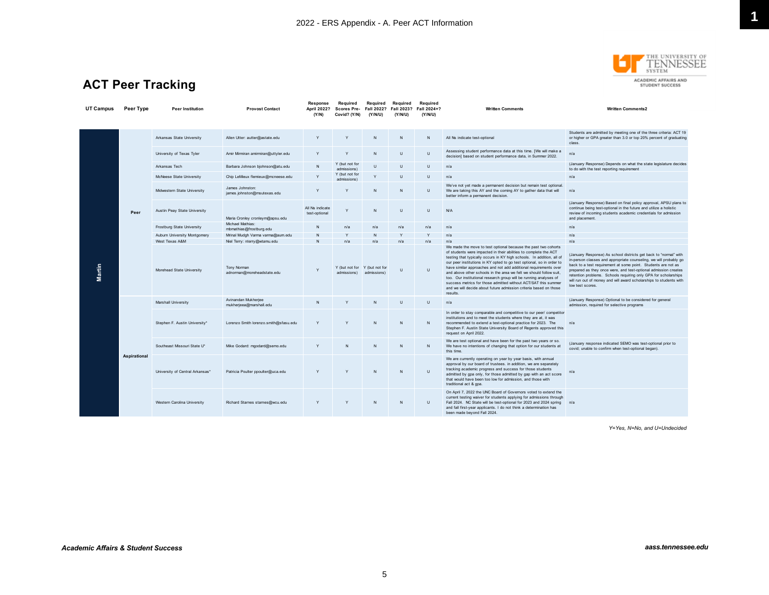## ACT Peer Tracking

| UT Campus | Peer Type | Peer Institution | Provost Contact | Response April 2022? (Y/N) | Required Scores Pre-Covid? (Y/N) | Required Fall 2022? (Y/N/U) | Required Fall 2023? (Y/N/U) | Required Fall 2024+? (Y/N/U) | Written Comments | Written Comments2 |
|---|---|---|---|---|---|---|---|---|---|---|
| Martin | Peer | Arkansas State University | Allen Utter: autter@astate.edu | Y | Y | N | N | N | All Ns indicate test-optional | Students are admitted by meeting one of the three criteria: ACT 19 or higher or GPA greater than 3.0 or top 20% percent of graduating class. |
| | | University of Texas Tyler | Amir Mirmiran amirmiran@uttyler.edu | Y | Y | N | U | U | Assessing student performance data at this time. [We will make a decision] based on student performance data, in Summer 2022. | n/a |
| | | Arkansas Tech | Barbara Johnson bjohnson@atu.edu | N | Y (but not for admissions) | U | U | U | n/a | (January Response) Depends on what the state legislature decides to do with the test reporting requirement |
| | | McNeese State University | Chip LeMieux flemieux@mcneese.edu | Y | Y (but not for admissions) | Y | U | U | n/a | n/a |
| | | Midwestern State University | James Johnston: james.johnston@msutexas.edu | Y | Y | N | N | U | We've not yet made a permanent decision but remain test optional. We are taking this AY and the coming AY to gather data that will better inform a permanent decision. | n/a |
| | | Austin Peay State University | Maria Cronley cronleym@apsu.edu | All Ns indicate test-optional | Y | N | U | U | N/A | (January Response) Based on final policy approval, APSU plans to continue being test-optional in the future and utilize a holistic review of incoming students academic credentials for admission and placement. |
| | | Frostburg State University | Michael Mathias: mbmathias@frostburg.edu | N | n/a | n/a | n/a | n/a | n/a | n/a |
| | | Auburn University Montgomery | Mrinal Mudgh Varma varma@aum.edu | N | Y | N | Y | Y | n/a | n/a |
| | | West Texas A&M | Niel Terry: nterry@wtamu.edu | N | n/a | n/a | n/a | n/a | n/a | n/a |
| | | Morehead State University | Tony Norman adnorman@moreheadstate.edu | Y | Y (but not for admissions) | Y (but not for admissions) | U | U | We made the move to test optional because the past two cohorts of students were impacted in their abilities to complete the ACT testing that typically occurs in KY high schools. In addition, all of our peer institutions in KY opted to go test optional, so in order to have similar approaches and not add additional requirements over and above other schools in the area we felt we should follow suit, too. Our institutional research group will be running analyses of success metrics for those admitted without ACT/SAT this summer and we will decide about future admission criteria based on those results. | (January Response) As school districts get back to "normal" with in-person classes and appropriate counseling, we will probably go back to a test requirement at some point. Students are not as prepared as they once were, and test-optional admission creates retention problems. Schools requiring only GPA for scholarships will run out of money and will award scholarships to students with low test scores. |
| | Aspirational | Marshall University | Avinandan Mukherjee mukherjeea@marshall.edu | N | Y | N | U | U | n/a | (January Response) Optional to be considered for general admission, required for selective programs |
| | | Stephen F. Austin University* | Lorenzo Smith lorenzo.smith@sfasu.edu | Y | Y | N | N | N | In order to stay comparable and competitive to our peer/ competitor institutions and to meet the students where they are at, it was recommended to extend a test-optional practice for 2023. The Stephen F. Austin State University Board of Regents approved this request on April 2022. | n/a |
| | | Southeast Missouri State U* | Mike Godard: mgodard@semo.edu | Y | N | N | N | N | We are test optional and have been for the past two years or so. We have no intentions of changing that option for our students at this time. | (January response indicated SEMO was test-optional prior to covid; unable to confirm when test-optional began). |
| | | University of Central Arkansas* | Patricia Poulter ppoulter@uca.edu | Y | Y | N | N | U | We are currently operating on year by year basis, with annual approval by our board of trustees. in addition, we are separately tracking academic progress and success for those students admitted by gpa only, for those admitted by gap with an act score that would have been too low for admission, and those with traditional act & gpa. | n/a |
| | | Western Carolina University | Richard Starnes starnes@wcu.edu | Y | Y | N | N | U | On April 7, 2022 the UNC Board of Governors voted to extend the current testing waiver for students applying for admissions through Fall 2024. NC State will be test-optional for 2023 and 2024 spring and fall first-year applicants. I do not think a determination has been made beyond Fall 2024. | n/a |

*Y=Yes, N=No, and U=Undecided*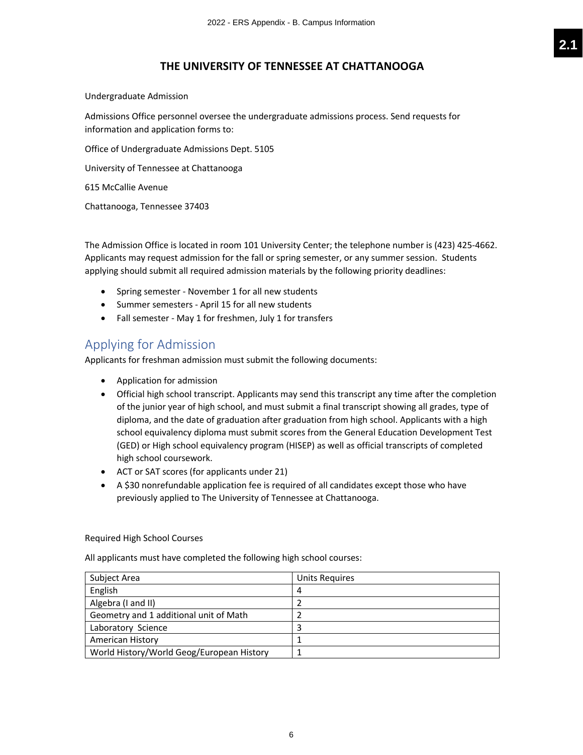# THE UNIVERSITY OF TENNESSEE AT CHATTANOOGA

Undergraduate Admission

Admissions Office personnel oversee the undergraduate admissions process. Send requests for information and application forms to:

Office of Undergraduate Admissions Dept. 5105

University of Tennessee at Chattanooga

615 McCallie Avenue

Chattanooga, Tennessee 37403

The Admission Office is located in room 101 University Center; the telephone number is (423) 425-4662. Applicants may request admission for the fall or spring semester, or any summer session. Students applying should submit all required admission materials by the following priority deadlines:

- Spring semester - November 1 for all new students
- Summer semesters - April 15 for all new students
- Fall semester - May 1 for freshmen, July 1 for transfers

## Applying for Admission

Applicants for freshman admission must submit the following documents:

- Application for admission
- Official high school transcript. Applicants may send this transcript any time after the completion of the junior year of high school, and must submit a final transcript showing all grades, type of diploma, and the date of graduation after graduation from high school. Applicants with a high school equivalency diploma must submit scores from the General Education Development Test (GED) or High school equivalency program (HISEP) as well as official transcripts of completed high school coursework.
- ACT or SAT scores (for applicants under 21)
- A $30 nonrefundable application fee is required of all candidates except those who have previously applied to The University of Tennessee at Chattanooga.

Required High School Courses

All applicants must have completed the following high school courses:

| Subject Area | Units Requires |
|---|---|
| English | 4 |
| Algebra (I and II) | 2 |
| Geometry and 1 additional unit of Math | 2 |
| Laboratory Science | 3 |
| American History | 1 |
| World History/World Geog/European History | 1 |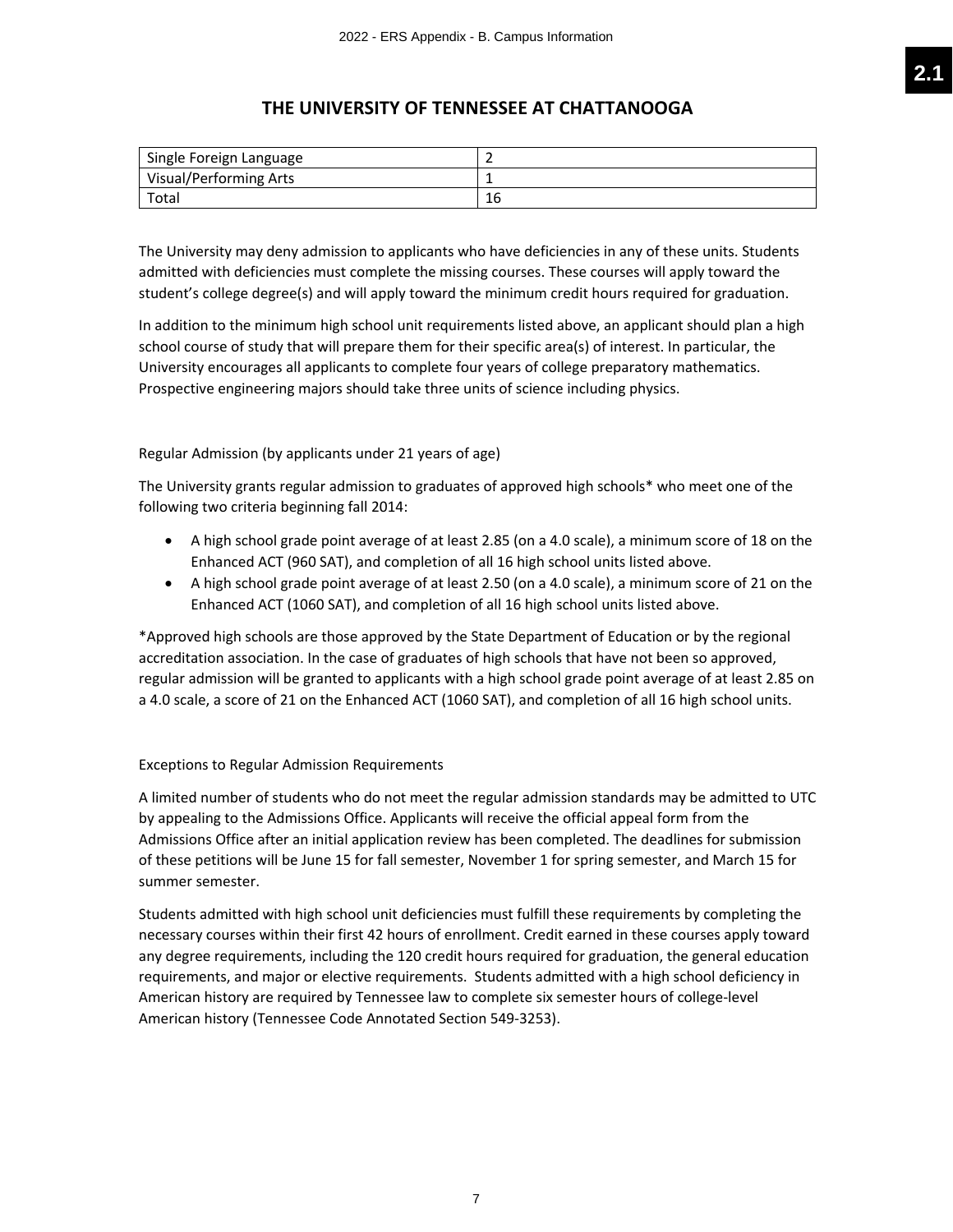# THE UNIVERSITY OF TENNESSEE AT CHATTANOOGA

| Single Foreign Language | 2 |
|---|---|
| Visual/Performing Arts | 1 |
| Total | 16 |

The University may deny admission to applicants who have deficiencies in any of these units. Students admitted with deficiencies must complete the missing courses. These courses will apply toward the student's college degree(s) and will apply toward the minimum credit hours required for graduation.

In addition to the minimum high school unit requirements listed above, an applicant should plan a high school course of study that will prepare them for their specific area(s) of interest. In particular, the University encourages all applicants to complete four years of college preparatory mathematics. Prospective engineering majors should take three units of science including physics.

Regular Admission (by applicants under 21 years of age)

The University grants regular admission to graduates of approved high schools* who meet one of the following two criteria beginning fall 2014:

- A high school grade point average of at least 2.85 (on a 4.0 scale), a minimum score of 18 on the Enhanced ACT (960 SAT), and completion of all 16 high school units listed above.
- A high school grade point average of at least 2.50 (on a 4.0 scale), a minimum score of 21 on the Enhanced ACT (1060 SAT), and completion of all 16 high school units listed above.

*Approved high schools are those approved by the State Department of Education or by the regional accreditation association. In the case of graduates of high schools that have not been so approved, regular admission will be granted to applicants with a high school grade point average of at least 2.85 on a 4.0 scale, a score of 21 on the Enhanced ACT (1060 SAT), and completion of all 16 high school units.

Exceptions to Regular Admission Requirements

A limited number of students who do not meet the regular admission standards may be admitted to UTC by appealing to the Admissions Office. Applicants will receive the official appeal form from the Admissions Office after an initial application review has been completed. The deadlines for submission of these petitions will be June 15 for fall semester, November 1 for spring semester, and March 15 for summer semester.

Students admitted with high school unit deficiencies must fulfill these requirements by completing the necessary courses within their first 42 hours of enrollment. Credit earned in these courses apply toward any degree requirements, including the 120 credit hours required for graduation, the general education requirements, and major or elective requirements. Students admitted with a high school deficiency in American history are required by Tennessee law to complete six semester hours of college-level American history (Tennessee Code Annotated Section 549-3253).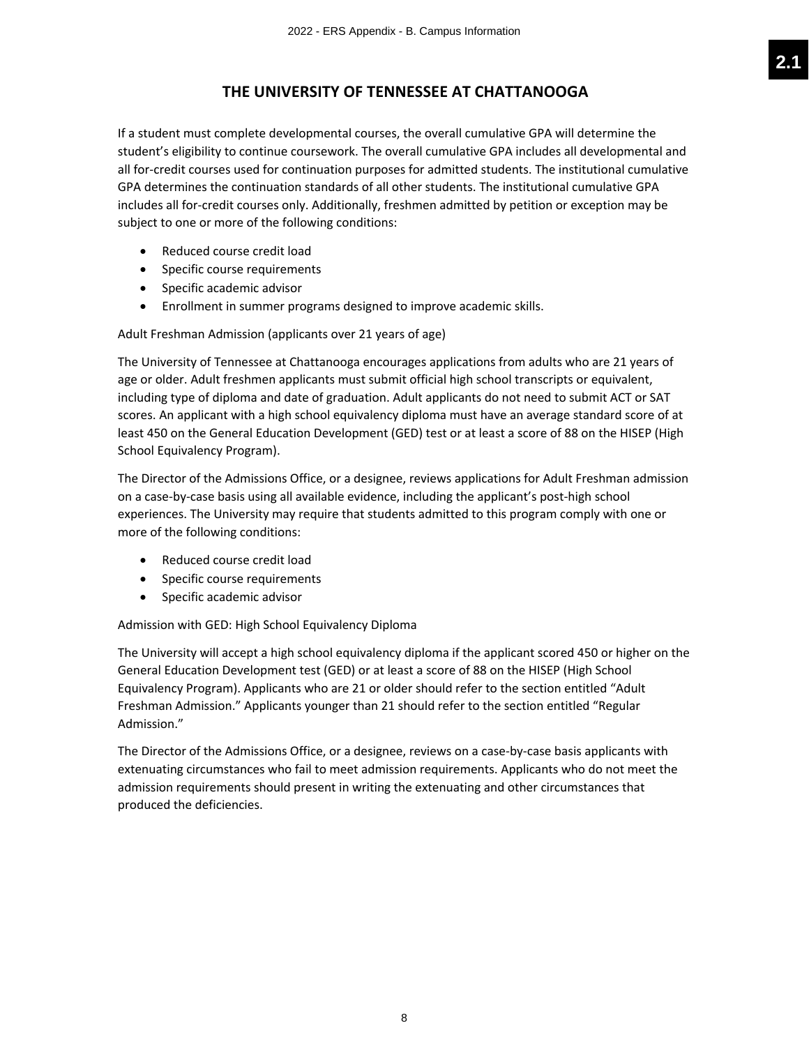## THE UNIVERSITY OF TENNESSEE AT CHATTANOOGA

If a student must complete developmental courses, the overall cumulative GPA will determine the student's eligibility to continue coursework. The overall cumulative GPA includes all developmental and all for-credit courses used for continuation purposes for admitted students. The institutional cumulative GPA determines the continuation standards of all other students. The institutional cumulative GPA includes all for-credit courses only. Additionally, freshmen admitted by petition or exception may be subject to one or more of the following conditions:

- Reduced course credit load
- Specific course requirements
- Specific academic advisor
- Enrollment in summer programs designed to improve academic skills.

Adult Freshman Admission (applicants over 21 years of age)

The University of Tennessee at Chattanooga encourages applications from adults who are 21 years of age or older. Adult freshmen applicants must submit official high school transcripts or equivalent, including type of diploma and date of graduation. Adult applicants do not need to submit ACT or SAT scores. An applicant with a high school equivalency diploma must have an average standard score of at least 450 on the General Education Development (GED) test or at least a score of 88 on the HISEP (High School Equivalency Program).

The Director of the Admissions Office, or a designee, reviews applications for Adult Freshman admission on a case-by-case basis using all available evidence, including the applicant's post-high school experiences. The University may require that students admitted to this program comply with one or more of the following conditions:

- Reduced course credit load
- Specific course requirements
- Specific academic advisor

Admission with GED: High School Equivalency Diploma

The University will accept a high school equivalency diploma if the applicant scored 450 or higher on the General Education Development test (GED) or at least a score of 88 on the HISEP (High School Equivalency Program). Applicants who are 21 or older should refer to the section entitled "Adult Freshman Admission." Applicants younger than 21 should refer to the section entitled "Regular Admission."

The Director of the Admissions Office, or a designee, reviews on a case-by-case basis applicants with extenuating circumstances who fail to meet admission requirements. Applicants who do not meet the admission requirements should present in writing the extenuating and other circumstances that produced the deficiencies.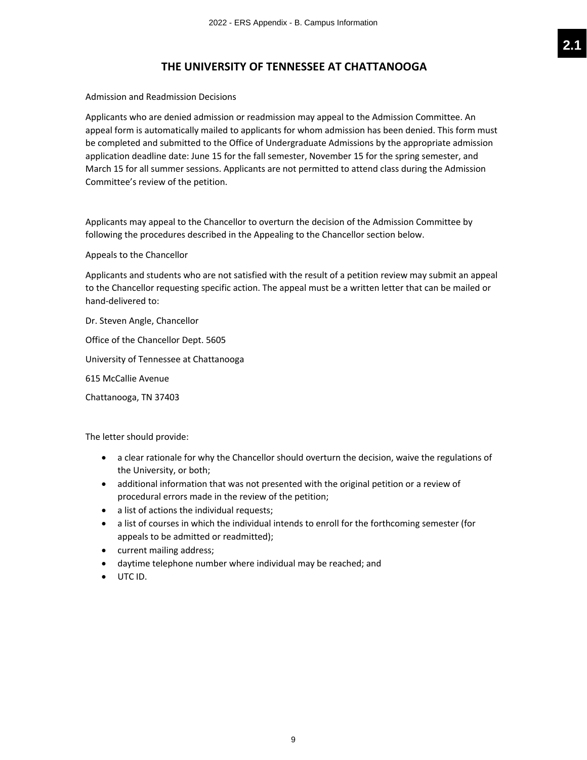# THE UNIVERSITY OF TENNESSEE AT CHATTANOOGA

Admission and Readmission Decisions

Applicants who are denied admission or readmission may appeal to the Admission Committee. An appeal form is automatically mailed to applicants for whom admission has been denied. This form must be completed and submitted to the Office of Undergraduate Admissions by the appropriate admission application deadline date: June 15 for the fall semester, November 15 for the spring semester, and March 15 for all summer sessions. Applicants are not permitted to attend class during the Admission Committee's review of the petition.

Applicants may appeal to the Chancellor to overturn the decision of the Admission Committee by following the procedures described in the Appealing to the Chancellor section below.

Appeals to the Chancellor

Applicants and students who are not satisfied with the result of a petition review may submit an appeal to the Chancellor requesting specific action. The appeal must be a written letter that can be mailed or hand-delivered to:

Dr. Steven Angle, Chancellor

Office of the Chancellor Dept. 5605

University of Tennessee at Chattanooga

615 McCallie Avenue

Chattanooga, TN 37403

The letter should provide:

- a clear rationale for why the Chancellor should overturn the decision, waive the regulations of the University, or both;
- additional information that was not presented with the original petition or a review of procedural errors made in the review of the petition;
- a list of actions the individual requests;
- a list of courses in which the individual intends to enroll for the forthcoming semester (for appeals to be admitted or readmitted);
- current mailing address;
- daytime telephone number where individual may be reached; and
- UTC ID.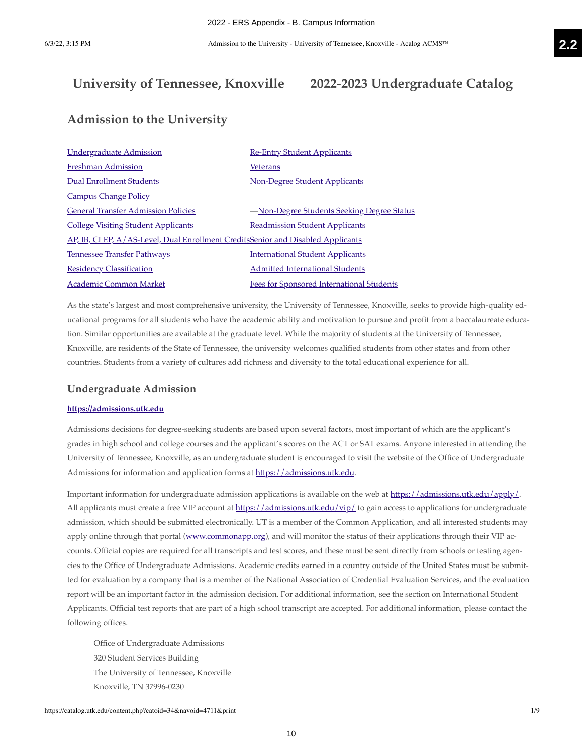# University of Tennessee, Knoxville 2022-2023 Undergraduate Catalog

## Admission to the University

| | |
|---|---|
| Undergraduate Admission | Re-Entry Student Applicants |
| Freshman Admission | Veterans |
| Dual Enrollment Students | Non-Degree Student Applicants |
| Campus Change Policy | |
| General Transfer Admission Policies | —Non-Degree Students Seeking Degree Status |
| College Visiting Student Applicants | Readmission Student Applicants |
| AP, IB, CLEP, A/AS-Level, Dual Enrollment Credits | Senior and Disabled Applicants |
| Tennessee Transfer Pathways | International Student Applicants |
| Residency Classification | Admitted International Students |
| Academic Common Market | Fees for Sponsored International Students |

As the state's largest and most comprehensive university, the University of Tennessee, Knoxville, seeks to provide high-quality educational programs for all students who have the academic ability and motivation to pursue and profit from a baccalaureate education. Similar opportunities are available at the graduate level. While the majority of students at the University of Tennessee, Knoxville, are residents of the State of Tennessee, the university welcomes qualified students from other states and from other countries. Students from a variety of cultures add richness and diversity to the total educational experience for all.

### Undergraduate Admission

**https://admissions.utk.edu**

Admissions decisions for degree-seeking students are based upon several factors, most important of which are the applicant's grades in high school and college courses and the applicant's scores on the ACT or SAT exams. Anyone interested in attending the University of Tennessee, Knoxville, as an undergraduate student is encouraged to visit the website of the Office of Undergraduate Admissions for information and application forms at https://admissions.utk.edu.

Important information for undergraduate admission applications is available on the web at https://admissions.utk.edu/apply/. All applicants must create a free VIP account at https://admissions.utk.edu/vip/ to gain access to applications for undergraduate admission, which should be submitted electronically. UT is a member of the Common Application, and all interested students may apply online through that portal (www.commonapp.org), and will monitor the status of their applications through their VIP accounts. Official copies are required for all transcripts and test scores, and these must be sent directly from schools or testing agencies to the Office of Undergraduate Admissions. Academic credits earned in a country outside of the United States must be submitted for evaluation by a company that is a member of the National Association of Credential Evaluation Services, and the evaluation report will be an important factor in the admission decision. For additional information, see the section on International Student Applicants. Official test reports that are part of a high school transcript are accepted. For additional information, please contact the following offices.

Office of Undergraduate Admissions
320 Student Services Building
The University of Tennessee, Knoxville
Knoxville, TN 37996-0230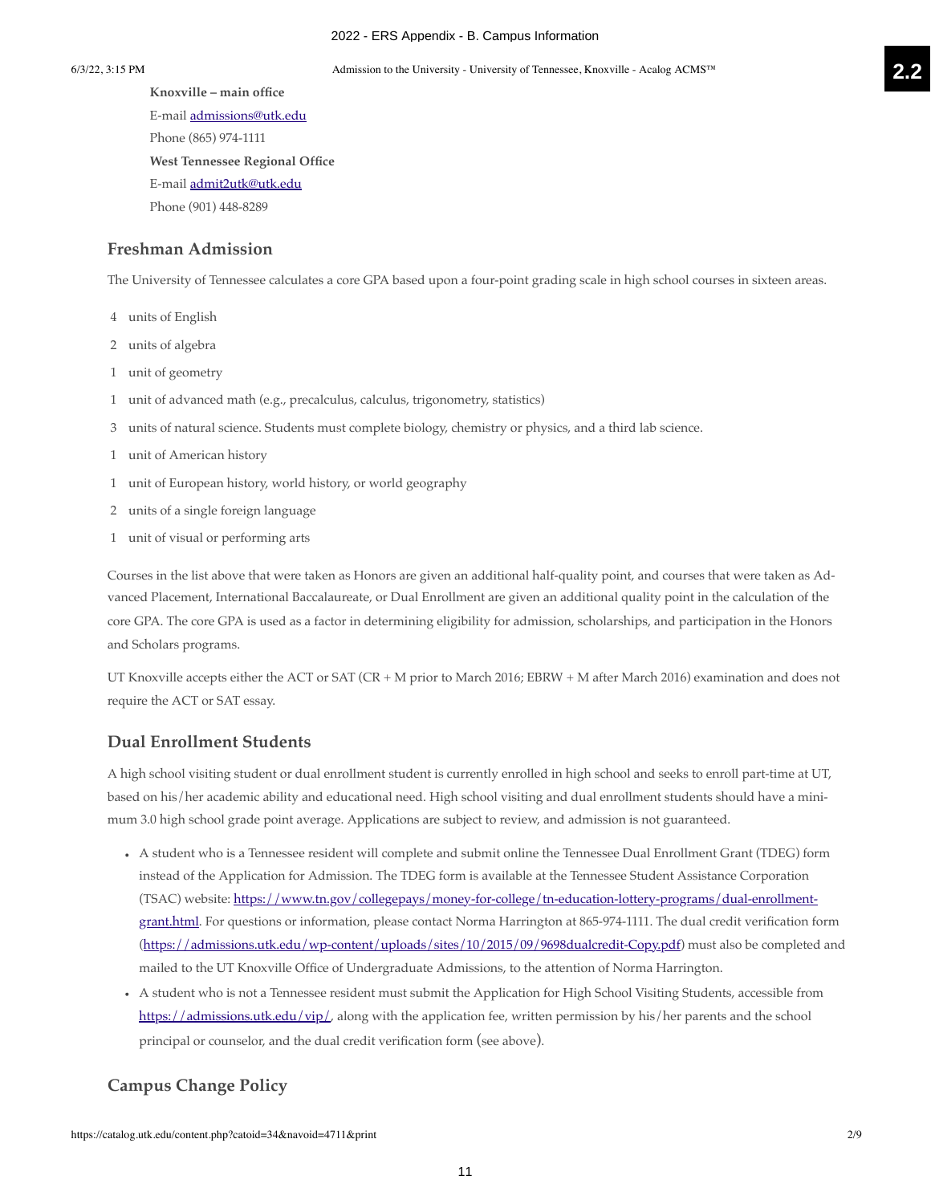**Knoxville – main office**

E-mail [admissions@utk.edu](mailto:admissions@utk.edu)

Phone (865) 974-1111

**West Tennessee Regional Office**

E-mail [admit2utk@utk.edu](mailto:admit2utk@utk.edu)

Phone (901) 448-8289

## Freshman Admission

The University of Tennessee calculates a core GPA based upon a four-point grading scale in high school courses in sixteen areas.

- 4 units of English
- 2 units of algebra
- 1 unit of geometry
- 1 unit of advanced math (e.g., precalculus, calculus, trigonometry, statistics)
- 3 units of natural science. Students must complete biology, chemistry or physics, and a third lab science.
- 1 unit of American history
- 1 unit of European history, world history, or world geography
- 2 units of a single foreign language
- 1 unit of visual or performing arts

Courses in the list above that were taken as Honors are given an additional half-quality point, and courses that were taken as Advanced Placement, International Baccalaureate, or Dual Enrollment are given an additional quality point in the calculation of the core GPA. The core GPA is used as a factor in determining eligibility for admission, scholarships, and participation in the Honors and Scholars programs.

UT Knoxville accepts either the ACT or SAT (CR + M prior to March 2016; EBRW + M after March 2016) examination and does not require the ACT or SAT essay.

## Dual Enrollment Students

A high school visiting student or dual enrollment student is currently enrolled in high school and seeks to enroll part-time at UT, based on his/her academic ability and educational need. High school visiting and dual enrollment students should have a minimum 3.0 high school grade point average. Applications are subject to review, and admission is not guaranteed.

- A student who is a Tennessee resident will complete and submit online the Tennessee Dual Enrollment Grant (TDEG) form instead of the Application for Admission. The TDEG form is available at the Tennessee Student Assistance Corporation (TSAC) website: [https://www.tn.gov/collegepays/money-for-college/tn-education-lottery-programs/dual-enrollment-grant.html](https://www.tn.gov/collegepays/money-for-college/tn-education-lottery-programs/dual-enrollment-grant.html). For questions or information, please contact Norma Harrington at 865-974-1111. The dual credit verification form ([https://admissions.utk.edu/wp-content/uploads/sites/10/2015/09/9698dualcredit-Copy.pdf](https://admissions.utk.edu/wp-content/uploads/sites/10/2015/09/9698dualcredit-Copy.pdf)) must also be completed and mailed to the UT Knoxville Office of Undergraduate Admissions, to the attention of Norma Harrington.
- A student who is not a Tennessee resident must submit the Application for High School Visiting Students, accessible from [https://admissions.utk.edu/vip/](https://admissions.utk.edu/vip/), along with the application fee, written permission by his/her parents and the school principal or counselor, and the dual credit verification form (see above).

## Campus Change Policy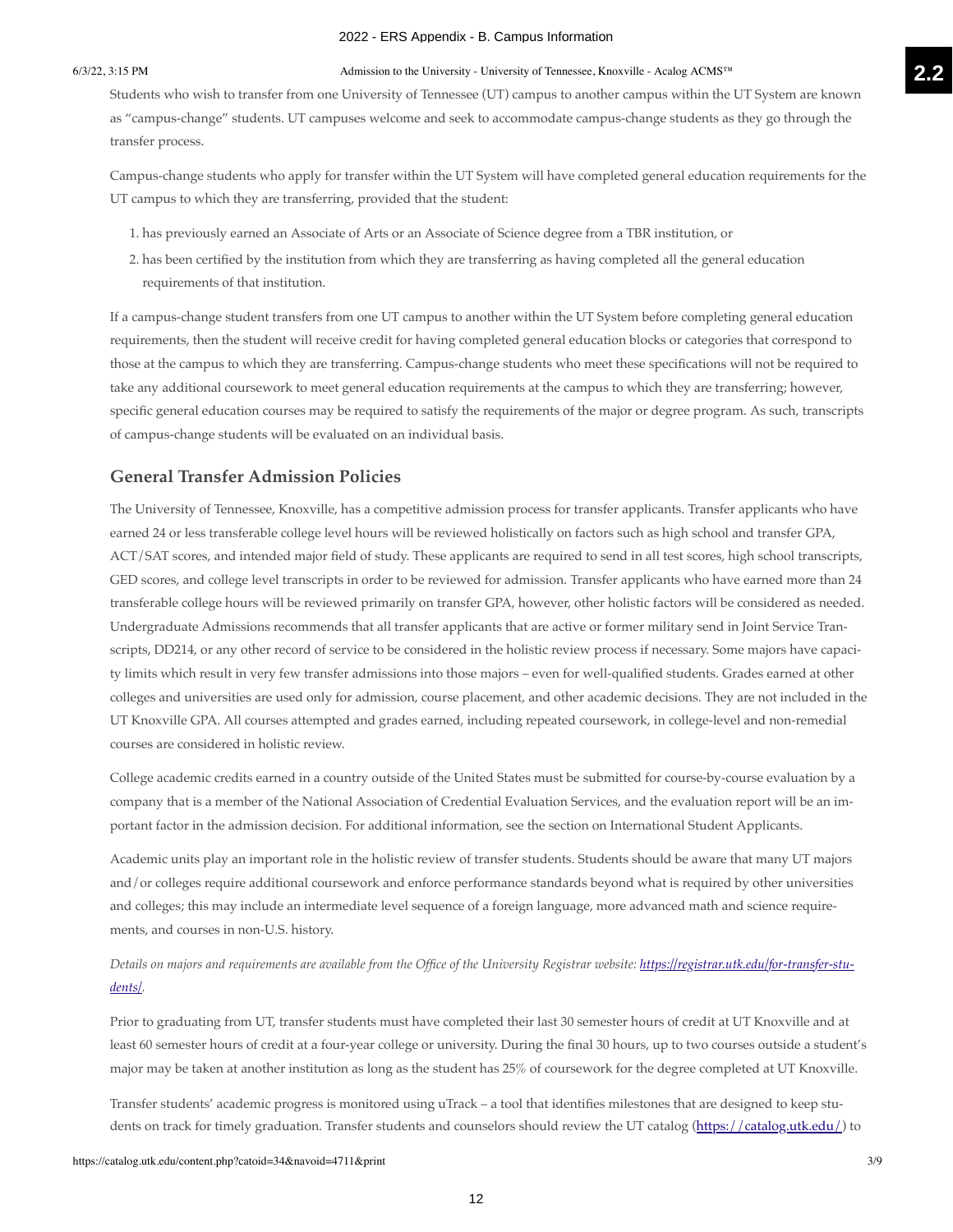Students who wish to transfer from one University of Tennessee (UT) campus to another campus within the UT System are known as "campus-change" students. UT campuses welcome and seek to accommodate campus-change students as they go through the transfer process.

Campus-change students who apply for transfer within the UT System will have completed general education requirements for the UT campus to which they are transferring, provided that the student:

1. has previously earned an Associate of Arts or an Associate of Science degree from a TBR institution, or
2. has been certified by the institution from which they are transferring as having completed all the general education requirements of that institution.

If a campus-change student transfers from one UT campus to another within the UT System before completing general education requirements, then the student will receive credit for having completed general education blocks or categories that correspond to those at the campus to which they are transferring. Campus-change students who meet these specifications will not be required to take any additional coursework to meet general education requirements at the campus to which they are transferring; however, specific general education courses may be required to satisfy the requirements of the major or degree program. As such, transcripts of campus-change students will be evaluated on an individual basis.

## General Transfer Admission Policies

The University of Tennessee, Knoxville, has a competitive admission process for transfer applicants. Transfer applicants who have earned 24 or less transferable college level hours will be reviewed holistically on factors such as high school and transfer GPA, ACT/SAT scores, and intended major field of study. These applicants are required to send in all test scores, high school transcripts, GED scores, and college level transcripts in order to be reviewed for admission. Transfer applicants who have earned more than 24 transferable college hours will be reviewed primarily on transfer GPA, however, other holistic factors will be considered as needed. Undergraduate Admissions recommends that all transfer applicants that are active or former military send in Joint Service Transcripts, DD214, or any other record of service to be considered in the holistic review process if necessary. Some majors have capacity limits which result in very few transfer admissions into those majors – even for well-qualified students. Grades earned at other colleges and universities are used only for admission, course placement, and other academic decisions. They are not included in the UT Knoxville GPA. All courses attempted and grades earned, including repeated coursework, in college-level and non-remedial courses are considered in holistic review.

College academic credits earned in a country outside of the United States must be submitted for course-by-course evaluation by a company that is a member of the National Association of Credential Evaluation Services, and the evaluation report will be an important factor in the admission decision. For additional information, see the section on International Student Applicants.

Academic units play an important role in the holistic review of transfer students. Students should be aware that many UT majors and/or colleges require additional coursework and enforce performance standards beyond what is required by other universities and colleges; this may include an intermediate level sequence of a foreign language, more advanced math and science requirements, and courses in non-U.S. history.

*Details on majors and requirements are available from the Office of the University Registrar website: [https://registrar.utk.edu/for-transfer-students/](https://registrar.utk.edu/for-transfer-students/).*

Prior to graduating from UT, transfer students must have completed their last 30 semester hours of credit at UT Knoxville and at least 60 semester hours of credit at a four-year college or university. During the final 30 hours, up to two courses outside a student's major may be taken at another institution as long as the student has 25% of coursework for the degree completed at UT Knoxville.

Transfer students' academic progress is monitored using uTrack – a tool that identifies milestones that are designed to keep students on track for timely graduation. Transfer students and counselors should review the UT catalog ([https://catalog.utk.edu/](https://catalog.utk.edu/)) to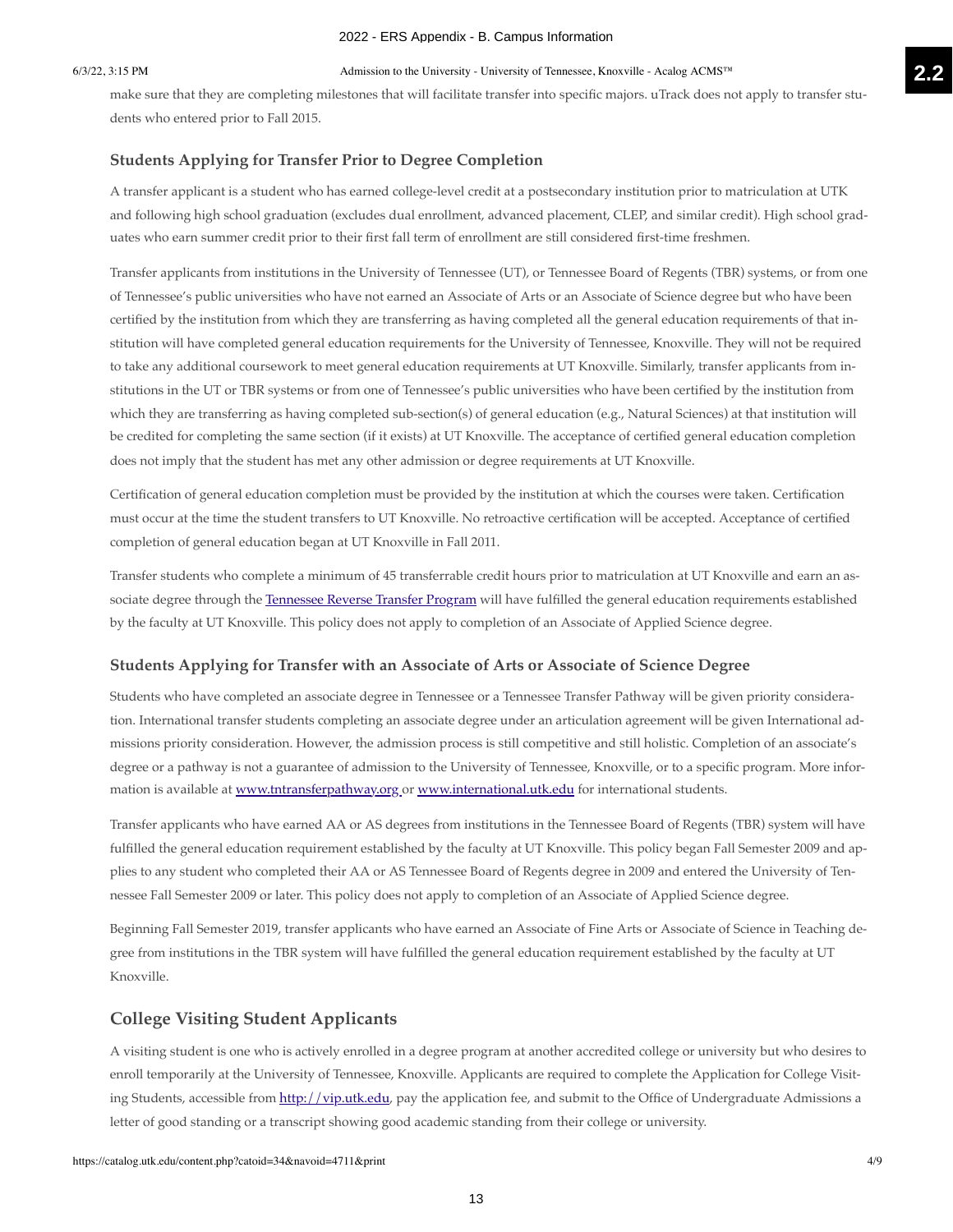make sure that they are completing milestones that will facilitate transfer into specific majors. uTrack does not apply to transfer students who entered prior to Fall 2015.

### Students Applying for Transfer Prior to Degree Completion

A transfer applicant is a student who has earned college-level credit at a postsecondary institution prior to matriculation at UTK and following high school graduation (excludes dual enrollment, advanced placement, CLEP, and similar credit). High school graduates who earn summer credit prior to their first fall term of enrollment are still considered first-time freshmen.

Transfer applicants from institutions in the University of Tennessee (UT), or Tennessee Board of Regents (TBR) systems, or from one of Tennessee's public universities who have not earned an Associate of Arts or an Associate of Science degree but who have been certified by the institution from which they are transferring as having completed all the general education requirements of that institution will have completed general education requirements for the University of Tennessee, Knoxville. They will not be required to take any additional coursework to meet general education requirements at UT Knoxville. Similarly, transfer applicants from institutions in the UT or TBR systems or from one of Tennessee's public universities who have been certified by the institution from which they are transferring as having completed sub-section(s) of general education (e.g., Natural Sciences) at that institution will be credited for completing the same section (if it exists) at UT Knoxville. The acceptance of certified general education completion does not imply that the student has met any other admission or degree requirements at UT Knoxville.

Certification of general education completion must be provided by the institution at which the courses were taken. Certification must occur at the time the student transfers to UT Knoxville. No retroactive certification will be accepted. Acceptance of certified completion of general education began at UT Knoxville in Fall 2011.

Transfer students who complete a minimum of 45 transferrable credit hours prior to matriculation at UT Knoxville and earn an associate degree through the Tennessee Reverse Transfer Program will have fulfilled the general education requirements established by the faculty at UT Knoxville. This policy does not apply to completion of an Associate of Applied Science degree.

### Students Applying for Transfer with an Associate of Arts or Associate of Science Degree

Students who have completed an associate degree in Tennessee or a Tennessee Transfer Pathway will be given priority consideration. International transfer students completing an associate degree under an articulation agreement will be given International admissions priority consideration. However, the admission process is still competitive and still holistic. Completion of an associate's degree or a pathway is not a guarantee of admission to the University of Tennessee, Knoxville, or to a specific program. More information is available at www.tntransferpathway.org or www.international.utk.edu for international students.

Transfer applicants who have earned AA or AS degrees from institutions in the Tennessee Board of Regents (TBR) system will have fulfilled the general education requirement established by the faculty at UT Knoxville. This policy began Fall Semester 2009 and applies to any student who completed their AA or AS Tennessee Board of Regents degree in 2009 and entered the University of Tennessee Fall Semester 2009 or later. This policy does not apply to completion of an Associate of Applied Science degree.

Beginning Fall Semester 2019, transfer applicants who have earned an Associate of Fine Arts or Associate of Science in Teaching degree from institutions in the TBR system will have fulfilled the general education requirement established by the faculty at UT Knoxville.

## College Visiting Student Applicants

A visiting student is one who is actively enrolled in a degree program at another accredited college or university but who desires to enroll temporarily at the University of Tennessee, Knoxville. Applicants are required to complete the Application for College Visiting Students, accessible from http://vip.utk.edu, pay the application fee, and submit to the Office of Undergraduate Admissions a letter of good standing or a transcript showing good academic standing from their college or university.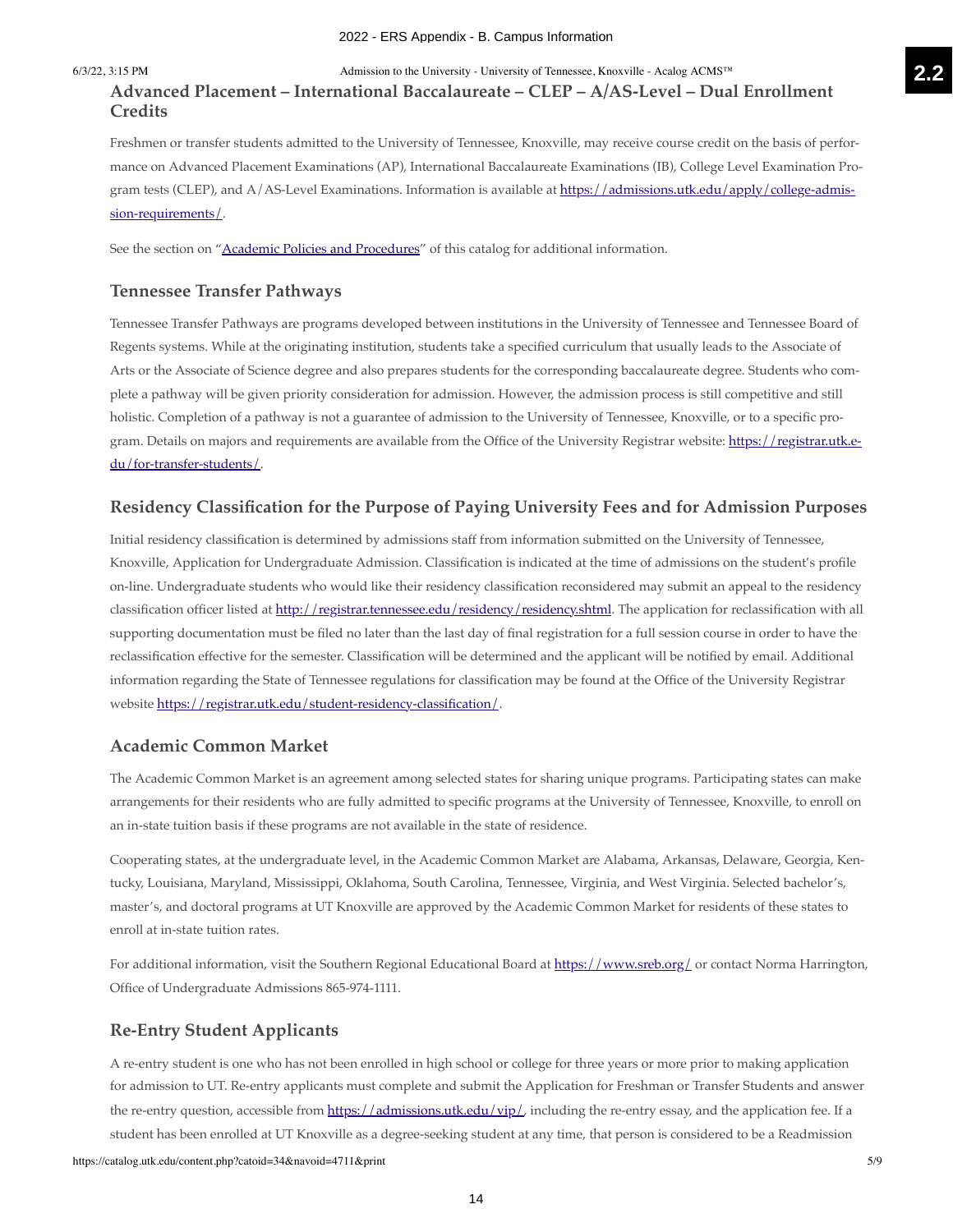## Advanced Placement – International Baccalaureate – CLEP – A/AS-Level – Dual Enrollment Credits

Freshmen or transfer students admitted to the University of Tennessee, Knoxville, may receive course credit on the basis of performance on Advanced Placement Examinations (AP), International Baccalaureate Examinations (IB), College Level Examination Program tests (CLEP), and A/AS-Level Examinations. Information is available at https://admissions.utk.edu/apply/college-admission-requirements/.

See the section on "Academic Policies and Procedures" of this catalog for additional information.

## Tennessee Transfer Pathways

Tennessee Transfer Pathways are programs developed between institutions in the University of Tennessee and Tennessee Board of Regents systems. While at the originating institution, students take a specified curriculum that usually leads to the Associate of Arts or the Associate of Science degree and also prepares students for the corresponding baccalaureate degree. Students who complete a pathway will be given priority consideration for admission. However, the admission process is still competitive and still holistic. Completion of a pathway is not a guarantee of admission to the University of Tennessee, Knoxville, or to a specific program. Details on majors and requirements are available from the Office of the University Registrar website: https://registrar.utk.edu/for-transfer-students/.

## Residency Classification for the Purpose of Paying University Fees and for Admission Purposes

Initial residency classification is determined by admissions staff from information submitted on the University of Tennessee, Knoxville, Application for Undergraduate Admission. Classification is indicated at the time of admissions on the student's profile on-line. Undergraduate students who would like their residency classification reconsidered may submit an appeal to the residency classification officer listed at http://registrar.tennessee.edu/residency/residency.shtml. The application for reclassification with all supporting documentation must be filed no later than the last day of final registration for a full session course in order to have the reclassification effective for the semester. Classification will be determined and the applicant will be notified by email. Additional information regarding the State of Tennessee regulations for classification may be found at the Office of the University Registrar website https://registrar.utk.edu/student-residency-classification/.

## Academic Common Market

The Academic Common Market is an agreement among selected states for sharing unique programs. Participating states can make arrangements for their residents who are fully admitted to specific programs at the University of Tennessee, Knoxville, to enroll on an in-state tuition basis if these programs are not available in the state of residence.

Cooperating states, at the undergraduate level, in the Academic Common Market are Alabama, Arkansas, Delaware, Georgia, Kentucky, Louisiana, Maryland, Mississippi, Oklahoma, South Carolina, Tennessee, Virginia, and West Virginia. Selected bachelor's, master's, and doctoral programs at UT Knoxville are approved by the Academic Common Market for residents of these states to enroll at in-state tuition rates.

For additional information, visit the Southern Regional Educational Board at https://www.sreb.org/ or contact Norma Harrington, Office of Undergraduate Admissions 865-974-1111.

## Re-Entry Student Applicants

A re-entry student is one who has not been enrolled in high school or college for three years or more prior to making application for admission to UT. Re-entry applicants must complete and submit the Application for Freshman or Transfer Students and answer the re-entry question, accessible from https://admissions.utk.edu/vip/, including the re-entry essay, and the application fee. If a student has been enrolled at UT Knoxville as a degree-seeking student at any time, that person is considered to be a Readmission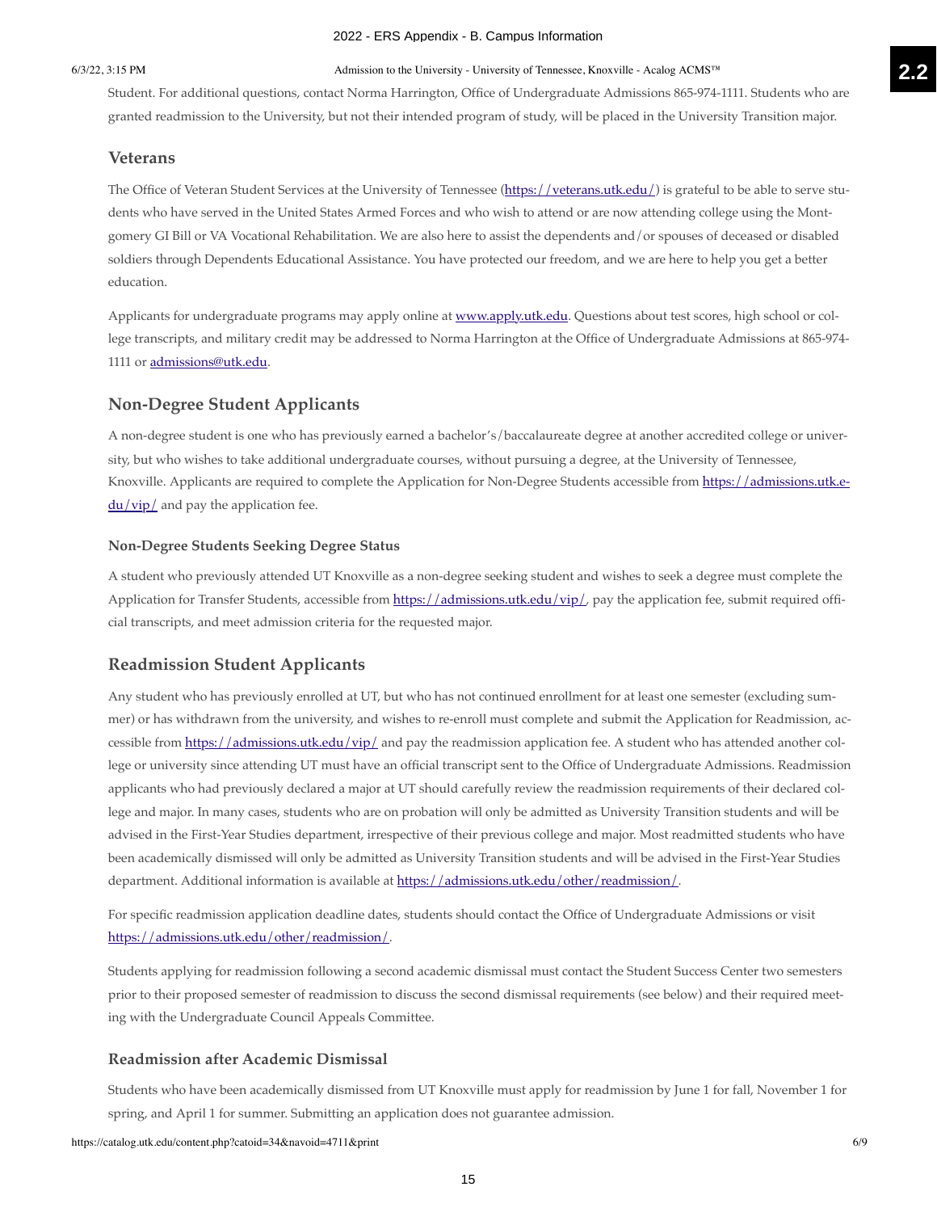Student. For additional questions, contact Norma Harrington, Office of Undergraduate Admissions 865-974-1111. Students who are granted readmission to the University, but not their intended program of study, will be placed in the University Transition major.

## Veterans

The Office of Veteran Student Services at the University of Tennessee (https://veterans.utk.edu/) is grateful to be able to serve students who have served in the United States Armed Forces and who wish to attend or are now attending college using the Montgomery GI Bill or VA Vocational Rehabilitation. We are also here to assist the dependents and/or spouses of deceased or disabled soldiers through Dependents Educational Assistance. You have protected our freedom, and we are here to help you get a better education.

Applicants for undergraduate programs may apply online at www.apply.utk.edu. Questions about test scores, high school or college transcripts, and military credit may be addressed to Norma Harrington at the Office of Undergraduate Admissions at 865-974-1111 or admissions@utk.edu.

## Non-Degree Student Applicants

A non-degree student is one who has previously earned a bachelor's/baccalaureate degree at another accredited college or university, but who wishes to take additional undergraduate courses, without pursuing a degree, at the University of Tennessee, Knoxville. Applicants are required to complete the Application for Non-Degree Students accessible from https://admissions.utk.edu/vip/ and pay the application fee.

### Non-Degree Students Seeking Degree Status

A student who previously attended UT Knoxville as a non-degree seeking student and wishes to seek a degree must complete the Application for Transfer Students, accessible from https://admissions.utk.edu/vip/, pay the application fee, submit required official transcripts, and meet admission criteria for the requested major.

## Readmission Student Applicants

Any student who has previously enrolled at UT, but who has not continued enrollment for at least one semester (excluding summer) or has withdrawn from the university, and wishes to re-enroll must complete and submit the Application for Readmission, accessible from https://admissions.utk.edu/vip/ and pay the readmission application fee. A student who has attended another college or university since attending UT must have an official transcript sent to the Office of Undergraduate Admissions. Readmission applicants who had previously declared a major at UT should carefully review the readmission requirements of their declared college and major. In many cases, students who are on probation will only be admitted as University Transition students and will be advised in the First-Year Studies department, irrespective of their previous college and major. Most readmitted students who have been academically dismissed will only be admitted as University Transition students and will be advised in the First-Year Studies department. Additional information is available at https://admissions.utk.edu/other/readmission/.

For specific readmission application deadline dates, students should contact the Office of Undergraduate Admissions or visit https://admissions.utk.edu/other/readmission/.

Students applying for readmission following a second academic dismissal must contact the Student Success Center two semesters prior to their proposed semester of readmission to discuss the second dismissal requirements (see below) and their required meeting with the Undergraduate Council Appeals Committee.

### Readmission after Academic Dismissal

Students who have been academically dismissed from UT Knoxville must apply for readmission by June 1 for fall, November 1 for spring, and April 1 for summer. Submitting an application does not guarantee admission.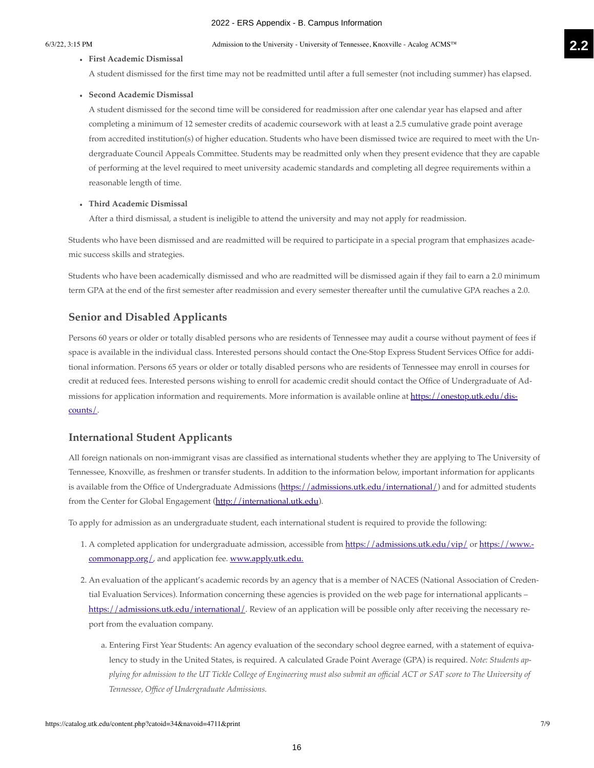- **First Academic Dismissal**

  A student dismissed for the first time may not be readmitted until after a full semester (not including summer) has elapsed.

- **Second Academic Dismissal**

  A student dismissed for the second time will be considered for readmission after one calendar year has elapsed and after completing a minimum of 12 semester credits of academic coursework with at least a 2.5 cumulative grade point average from accredited institution(s) of higher education. Students who have been dismissed twice are required to meet with the Undergraduate Council Appeals Committee. Students may be readmitted only when they present evidence that they are capable of performing at the level required to meet university academic standards and completing all degree requirements within a reasonable length of time.

- **Third Academic Dismissal**

  After a third dismissal, a student is ineligible to attend the university and may not apply for readmission.

Students who have been dismissed and are readmitted will be required to participate in a special program that emphasizes academic success skills and strategies.

Students who have been academically dismissed and who are readmitted will be dismissed again if they fail to earn a 2.0 minimum term GPA at the end of the first semester after readmission and every semester thereafter until the cumulative GPA reaches a 2.0.

## Senior and Disabled Applicants

Persons 60 years or older or totally disabled persons who are residents of Tennessee may audit a course without payment of fees if space is available in the individual class. Interested persons should contact the One-Stop Express Student Services Office for additional information. Persons 65 years or older or totally disabled persons who are residents of Tennessee may enroll in courses for credit at reduced fees. Interested persons wishing to enroll for academic credit should contact the Office of Undergraduate of Admissions for application information and requirements. More information is available online at https://onestop.utk.edu/discounts/.

## International Student Applicants

All foreign nationals on non-immigrant visas are classified as international students whether they are applying to The University of Tennessee, Knoxville, as freshmen or transfer students. In addition to the information below, important information for applicants is available from the Office of Undergraduate Admissions (https://admissions.utk.edu/international/) and for admitted students from the Center for Global Engagement (http://international.utk.edu).

To apply for admission as an undergraduate student, each international student is required to provide the following:

1. A completed application for undergraduate admission, accessible from https://admissions.utk.edu/vip/ or https://www.commonapp.org/, and application fee. www.apply.utk.edu.
2. An evaluation of the applicant's academic records by an agency that is a member of NACES (National Association of Credential Evaluation Services). Information concerning these agencies is provided on the web page for international applicants – https://admissions.utk.edu/international/. Review of an application will be possible only after receiving the necessary report from the evaluation company.

   a. Entering First Year Students: An agency evaluation of the secondary school degree earned, with a statement of equivalency to study in the United States, is required. A calculated Grade Point Average (GPA) is required. *Note: Students applying for admission to the UT Tickle College of Engineering must also submit an official ACT or SAT score to The University of Tennessee, Office of Undergraduate Admissions.*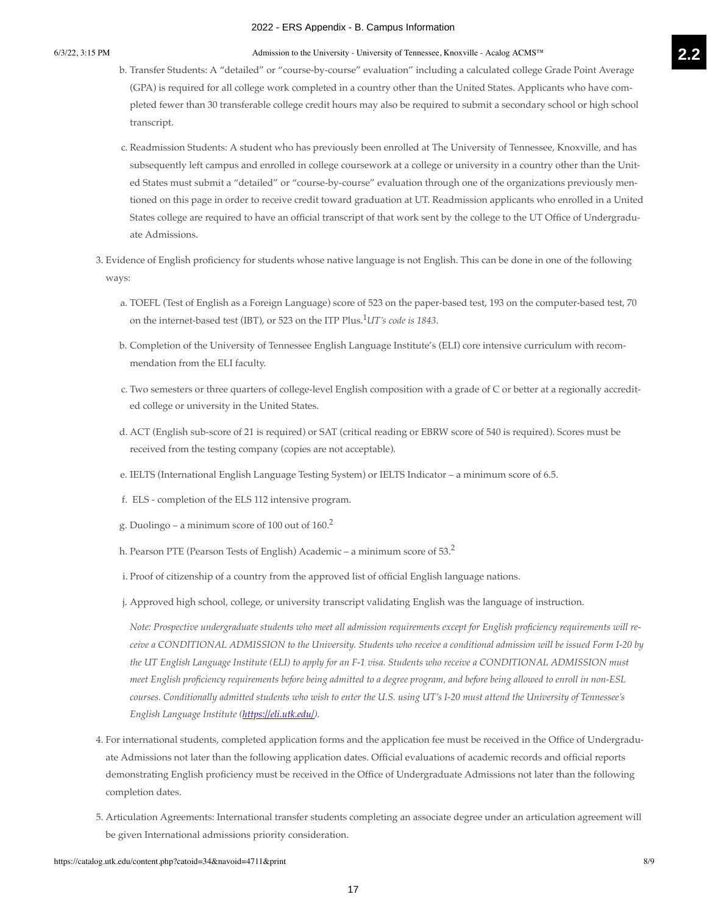b. Transfer Students: A "detailed" or "course-by-course" evaluation" including a calculated college Grade Point Average (GPA) is required for all college work completed in a country other than the United States. Applicants who have completed fewer than 30 transferable college credit hours may also be required to submit a secondary school or high school transcript.

c. Readmission Students: A student who has previously been enrolled at The University of Tennessee, Knoxville, and has subsequently left campus and enrolled in college coursework at a college or university in a country other than the United States must submit a "detailed" or "course-by-course" evaluation through one of the organizations previously mentioned on this page in order to receive credit toward graduation at UT. Readmission applicants who enrolled in a United States college are required to have an official transcript of that work sent by the college to the UT Office of Undergraduate Admissions.

3. Evidence of English proficiency for students whose native language is not English. This can be done in one of the following ways:

   a. TOEFL (Test of English as a Foreign Language) score of 523 on the paper-based test, 193 on the computer-based test, 70 on the internet-based test (IBT), or 523 on the ITP Plus.[1] *UT's code is 1843.*

   b. Completion of the University of Tennessee English Language Institute's (ELI) core intensive curriculum with recommendation from the ELI faculty.

   c. Two semesters or three quarters of college-level English composition with a grade of C or better at a regionally accredited college or university in the United States.

   d. ACT (English sub-score of 21 is required) or SAT (critical reading or EBRW score of 540 is required). Scores must be received from the testing company (copies are not acceptable).

   e. IELTS (International English Language Testing System) or IELTS Indicator – a minimum score of 6.5.

   f. ELS - completion of the ELS 112 intensive program.

   g. Duolingo – a minimum score of 100 out of 160.[2]

   h. Pearson PTE (Pearson Tests of English) Academic – a minimum score of 53.[2]

   i. Proof of citizenship of a country from the approved list of official English language nations.

   j. Approved high school, college, or university transcript validating English was the language of instruction.

   *Note: Prospective undergraduate students who meet all admission requirements except for English proficiency requirements will receive a CONDITIONAL ADMISSION to the University. Students who receive a conditional admission will be issued Form I-20 by the UT English Language Institute (ELI) to apply for an F-1 visa. Students who receive a CONDITIONAL ADMISSION must meet English proficiency requirements before being admitted to a degree program, and before being allowed to enroll in non-ESL courses. Conditionally admitted students who wish to enter the U.S. using UT's I-20 must attend the University of Tennessee's English Language Institute (https://eli.utk.edu/).*

4. For international students, completed application forms and the application fee must be received in the Office of Undergraduate Admissions not later than the following application dates. Official evaluations of academic records and official reports demonstrating English proficiency must be received in the Office of Undergraduate Admissions not later than the following completion dates.

5. Articulation Agreements: International transfer students completing an associate degree under an articulation agreement will be given International admissions priority consideration.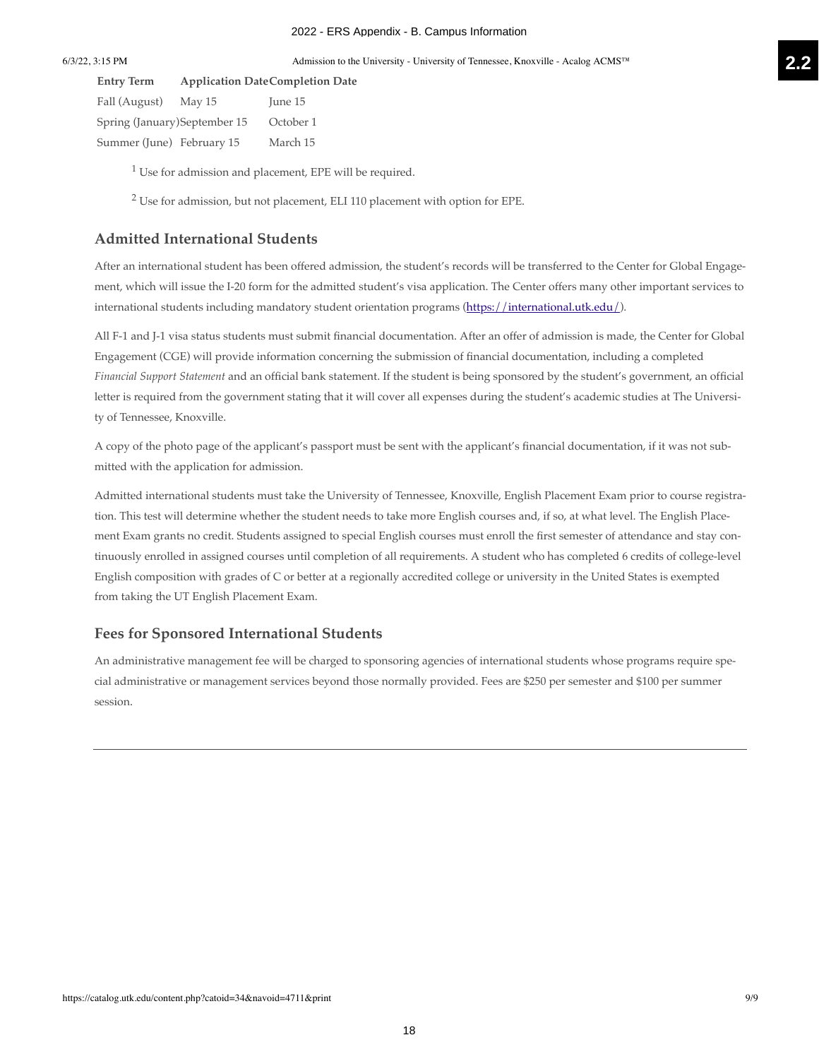| Entry Term | Application Date | Completion Date |
| --- | --- | --- |
| Fall (August) | May 15 | June 15 |
| Spring (January) | September 15 | October 1 |
| Summer (June) | February 15 | March 15 |

[1] Use for admission and placement, EPE will be required.

[2] Use for admission, but not placement, ELI 110 placement with option for EPE.

### Admitted International Students

After an international student has been offered admission, the student's records will be transferred to the Center for Global Engagement, which will issue the I-20 form for the admitted student's visa application. The Center offers many other important services to international students including mandatory student orientation programs (https://international.utk.edu/).

All F-1 and J-1 visa status students must submit financial documentation. After an offer of admission is made, the Center for Global Engagement (CGE) will provide information concerning the submission of financial documentation, including a completed *Financial Support Statement* and an official bank statement. If the student is being sponsored by the student's government, an official letter is required from the government stating that it will cover all expenses during the student's academic studies at The University of Tennessee, Knoxville.

A copy of the photo page of the applicant's passport must be sent with the applicant's financial documentation, if it was not submitted with the application for admission.

Admitted international students must take the University of Tennessee, Knoxville, English Placement Exam prior to course registration. This test will determine whether the student needs to take more English courses and, if so, at what level. The English Placement Exam grants no credit. Students assigned to special English courses must enroll the first semester of attendance and stay continuously enrolled in assigned courses until completion of all requirements. A student who has completed 6 credits of college-level English composition with grades of C or better at a regionally accredited college or university in the United States is exempted from taking the UT English Placement Exam.

### Fees for Sponsored International Students

An administrative management fee will be charged to sponsoring agencies of international students whose programs require special administrative or management services beyond those normally provided. Fees are $250 per semester and $100 per summer session.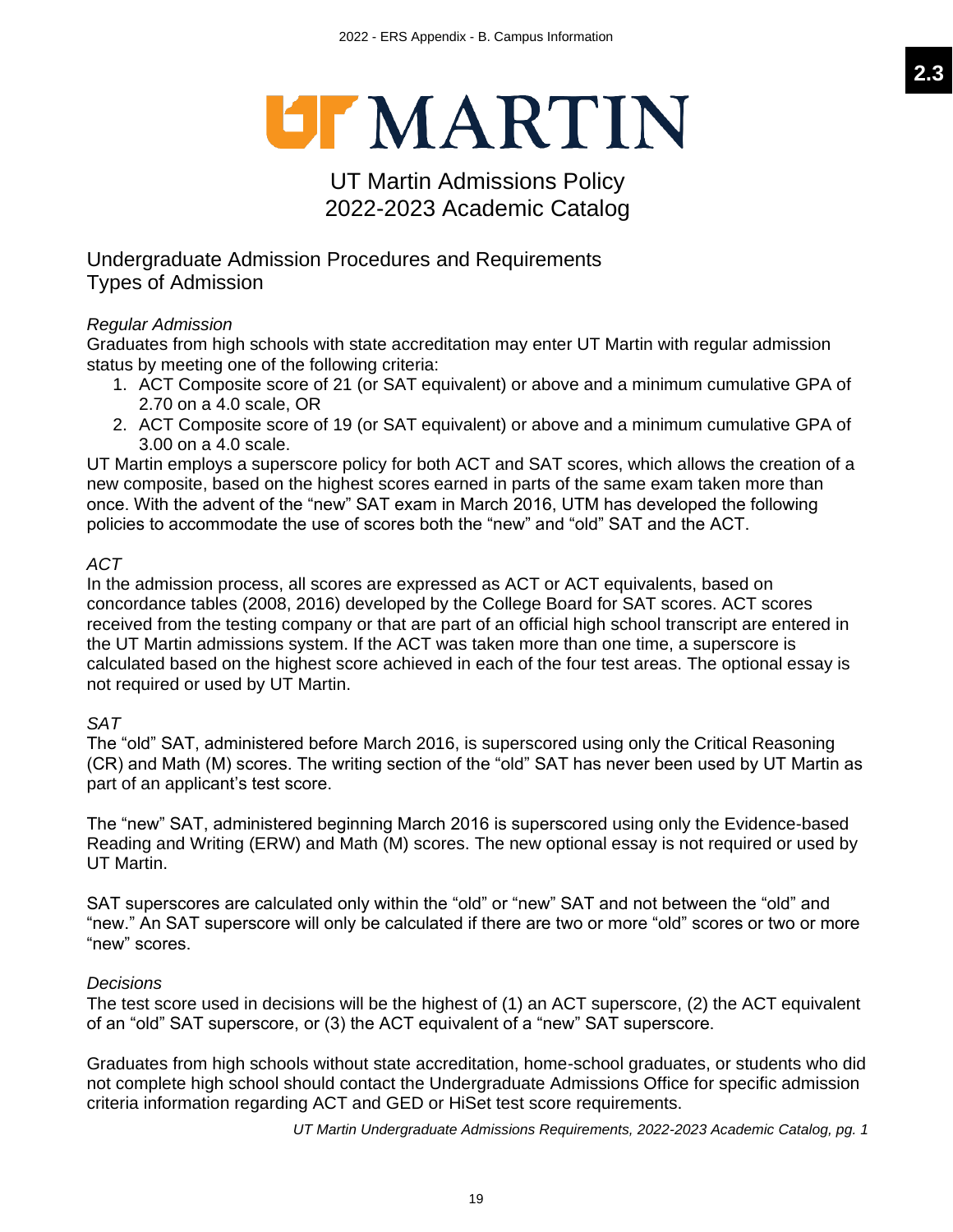# UT MARTIN

## UT Martin Admissions Policy
## 2022-2023 Academic Catalog

### Undergraduate Admission Procedures and Requirements
### Types of Admission

*Regular Admission*
Graduates from high schools with state accreditation may enter UT Martin with regular admission status by meeting one of the following criteria:

1. ACT Composite score of 21 (or SAT equivalent) or above and a minimum cumulative GPA of 2.70 on a 4.0 scale, OR
2. ACT Composite score of 19 (or SAT equivalent) or above and a minimum cumulative GPA of 3.00 on a 4.0 scale.

UT Martin employs a superscore policy for both ACT and SAT scores, which allows the creation of a new composite, based on the highest scores earned in parts of the same exam taken more than once. With the advent of the "new" SAT exam in March 2016, UTM has developed the following policies to accommodate the use of scores both the "new" and "old" SAT and the ACT.

*ACT*
In the admission process, all scores are expressed as ACT or ACT equivalents, based on concordance tables (2008, 2016) developed by the College Board for SAT scores. ACT scores received from the testing company or that are part of an official high school transcript are entered in the UT Martin admissions system. If the ACT was taken more than one time, a superscore is calculated based on the highest score achieved in each of the four test areas. The optional essay is not required or used by UT Martin.

*SAT*
The "old" SAT, administered before March 2016, is superscored using only the Critical Reasoning (CR) and Math (M) scores. The writing section of the "old" SAT has never been used by UT Martin as part of an applicant's test score.

The "new" SAT, administered beginning March 2016 is superscored using only the Evidence-based Reading and Writing (ERW) and Math (M) scores. The new optional essay is not required or used by UT Martin.

SAT superscores are calculated only within the "old" or "new" SAT and not between the "old" and "new." An SAT superscore will only be calculated if there are two or more "old" scores or two or more "new" scores.

*Decisions*
The test score used in decisions will be the highest of (1) an ACT superscore, (2) the ACT equivalent of an "old" SAT superscore, or (3) the ACT equivalent of a "new" SAT superscore.

Graduates from high schools without state accreditation, home-school graduates, or students who did not complete high school should contact the Undergraduate Admissions Office for specific admission criteria information regarding ACT and GED or HiSet test score requirements.

*UT Martin Undergraduate Admissions Requirements, 2022-2023 Academic Catalog, pg. 1*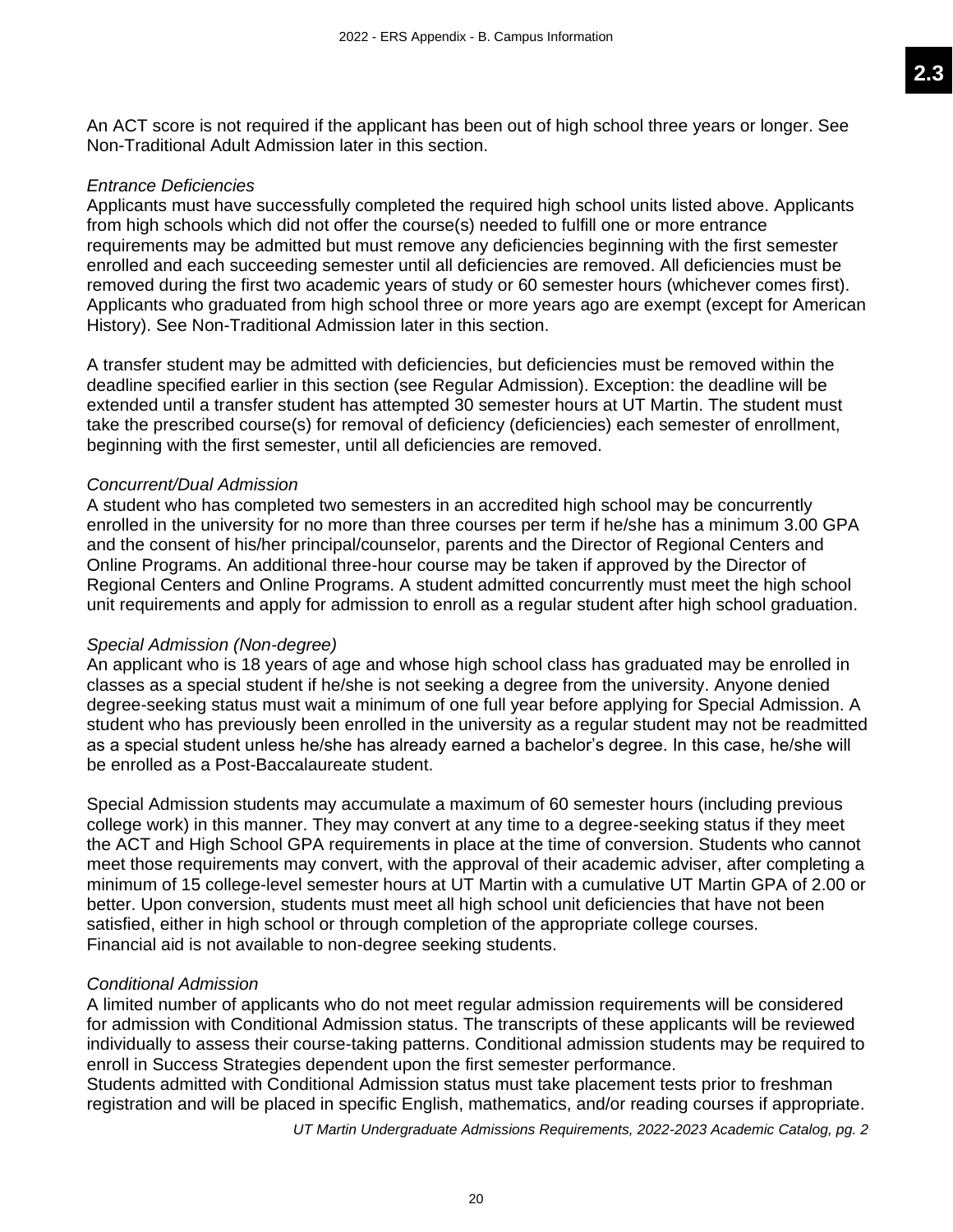An ACT score is not required if the applicant has been out of high school three years or longer. See Non-Traditional Adult Admission later in this section.

*Entrance Deficiencies*

Applicants must have successfully completed the required high school units listed above. Applicants from high schools which did not offer the course(s) needed to fulfill one or more entrance requirements may be admitted but must remove any deficiencies beginning with the first semester enrolled and each succeeding semester until all deficiencies are removed. All deficiencies must be removed during the first two academic years of study or 60 semester hours (whichever comes first). Applicants who graduated from high school three or more years ago are exempt (except for American History). See Non-Traditional Admission later in this section.

A transfer student may be admitted with deficiencies, but deficiencies must be removed within the deadline specified earlier in this section (see Regular Admission). Exception: the deadline will be extended until a transfer student has attempted 30 semester hours at UT Martin. The student must take the prescribed course(s) for removal of deficiency (deficiencies) each semester of enrollment, beginning with the first semester, until all deficiencies are removed.

*Concurrent/Dual Admission*

A student who has completed two semesters in an accredited high school may be concurrently enrolled in the university for no more than three courses per term if he/she has a minimum 3.00 GPA and the consent of his/her principal/counselor, parents and the Director of Regional Centers and Online Programs. An additional three-hour course may be taken if approved by the Director of Regional Centers and Online Programs. A student admitted concurrently must meet the high school unit requirements and apply for admission to enroll as a regular student after high school graduation.

*Special Admission (Non-degree)*

An applicant who is 18 years of age and whose high school class has graduated may be enrolled in classes as a special student if he/she is not seeking a degree from the university. Anyone denied degree-seeking status must wait a minimum of one full year before applying for Special Admission. A student who has previously been enrolled in the university as a regular student may not be readmitted as a special student unless he/she has already earned a bachelor's degree. In this case, he/she will be enrolled as a Post-Baccalaureate student.

Special Admission students may accumulate a maximum of 60 semester hours (including previous college work) in this manner. They may convert at any time to a degree-seeking status if they meet the ACT and High School GPA requirements in place at the time of conversion. Students who cannot meet those requirements may convert, with the approval of their academic adviser, after completing a minimum of 15 college-level semester hours at UT Martin with a cumulative UT Martin GPA of 2.00 or better. Upon conversion, students must meet all high school unit deficiencies that have not been satisfied, either in high school or through completion of the appropriate college courses.
Financial aid is not available to non-degree seeking students.

*Conditional Admission*

A limited number of applicants who do not meet regular admission requirements will be considered for admission with Conditional Admission status. The transcripts of these applicants will be reviewed individually to assess their course-taking patterns. Conditional admission students may be required to enroll in Success Strategies dependent upon the first semester performance.
Students admitted with Conditional Admission status must take placement tests prior to freshman registration and will be placed in specific English, mathematics, and/or reading courses if appropriate.

*UT Martin Undergraduate Admissions Requirements, 2022-2023 Academic Catalog, pg. 2*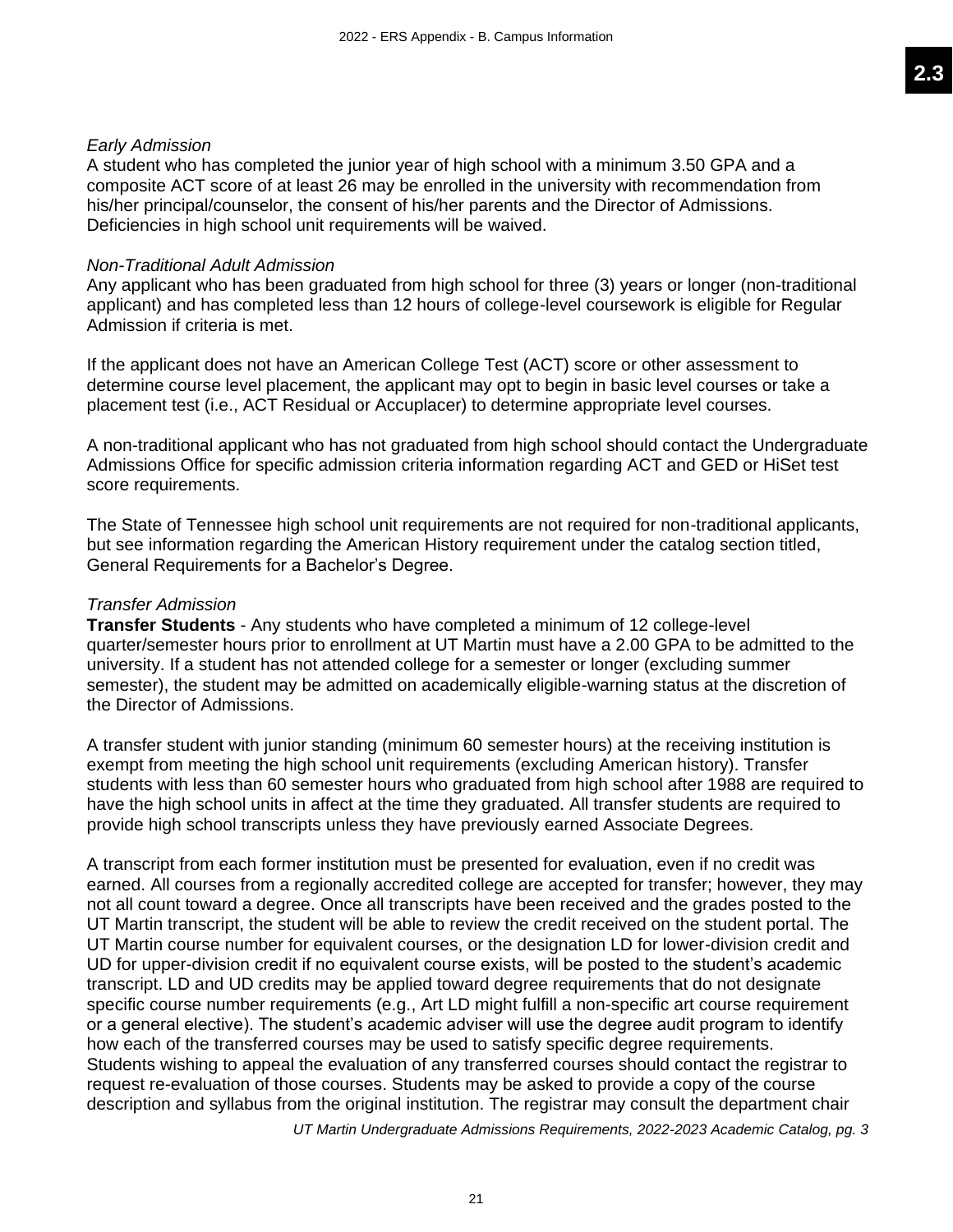*Early Admission*
A student who has completed the junior year of high school with a minimum 3.50 GPA and a composite ACT score of at least 26 may be enrolled in the university with recommendation from his/her principal/counselor, the consent of his/her parents and the Director of Admissions. Deficiencies in high school unit requirements will be waived.

*Non-Traditional Adult Admission*
Any applicant who has been graduated from high school for three (3) years or longer (non-traditional applicant) and has completed less than 12 hours of college-level coursework is eligible for Regular Admission if criteria is met.

If the applicant does not have an American College Test (ACT) score or other assessment to determine course level placement, the applicant may opt to begin in basic level courses or take a placement test (i.e., ACT Residual or Accuplacer) to determine appropriate level courses.

A non-traditional applicant who has not graduated from high school should contact the Undergraduate Admissions Office for specific admission criteria information regarding ACT and GED or HiSet test score requirements.

The State of Tennessee high school unit requirements are not required for non-traditional applicants, but see information regarding the American History requirement under the catalog section titled, General Requirements for a Bachelor's Degree.

*Transfer Admission*
**Transfer Students** - Any students who have completed a minimum of 12 college-level quarter/semester hours prior to enrollment at UT Martin must have a 2.00 GPA to be admitted to the university. If a student has not attended college for a semester or longer (excluding summer semester), the student may be admitted on academically eligible-warning status at the discretion of the Director of Admissions.

A transfer student with junior standing (minimum 60 semester hours) at the receiving institution is exempt from meeting the high school unit requirements (excluding American history). Transfer students with less than 60 semester hours who graduated from high school after 1988 are required to have the high school units in affect at the time they graduated. All transfer students are required to provide high school transcripts unless they have previously earned Associate Degrees.

A transcript from each former institution must be presented for evaluation, even if no credit was earned. All courses from a regionally accredited college are accepted for transfer; however, they may not all count toward a degree. Once all transcripts have been received and the grades posted to the UT Martin transcript, the student will be able to review the credit received on the student portal. The UT Martin course number for equivalent courses, or the designation LD for lower-division credit and UD for upper-division credit if no equivalent course exists, will be posted to the student's academic transcript. LD and UD credits may be applied toward degree requirements that do not designate specific course number requirements (e.g., Art LD might fulfill a non-specific art course requirement or a general elective). The student's academic adviser will use the degree audit program to identify how each of the transferred courses may be used to satisfy specific degree requirements.
Students wishing to appeal the evaluation of any transferred courses should contact the registrar to request re-evaluation of those courses. Students may be asked to provide a copy of the course description and syllabus from the original institution. The registrar may consult the department chair

*UT Martin Undergraduate Admissions Requirements, 2022-2023 Academic Catalog, pg. 3*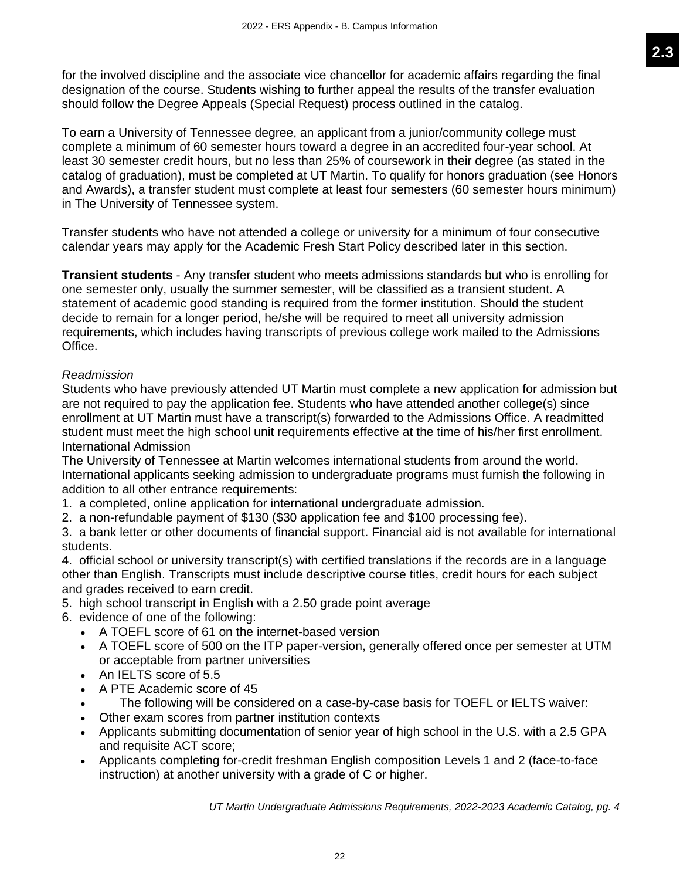for the involved discipline and the associate vice chancellor for academic affairs regarding the final designation of the course. Students wishing to further appeal the results of the transfer evaluation should follow the Degree Appeals (Special Request) process outlined in the catalog.

To earn a University of Tennessee degree, an applicant from a junior/community college must complete a minimum of 60 semester hours toward a degree in an accredited four-year school. At least 30 semester credit hours, but no less than 25% of coursework in their degree (as stated in the catalog of graduation), must be completed at UT Martin. To qualify for honors graduation (see Honors and Awards), a transfer student must complete at least four semesters (60 semester hours minimum) in The University of Tennessee system.

Transfer students who have not attended a college or university for a minimum of four consecutive calendar years may apply for the Academic Fresh Start Policy described later in this section.

**Transient students** - Any transfer student who meets admissions standards but who is enrolling for one semester only, usually the summer semester, will be classified as a transient student. A statement of academic good standing is required from the former institution. Should the student decide to remain for a longer period, he/she will be required to meet all university admission requirements, which includes having transcripts of previous college work mailed to the Admissions Office.

*Readmission*

Students who have previously attended UT Martin must complete a new application for admission but are not required to pay the application fee. Students who have attended another college(s) since enrollment at UT Martin must have a transcript(s) forwarded to the Admissions Office. A readmitted student must meet the high school unit requirements effective at the time of his/her first enrollment.

International Admission

The University of Tennessee at Martin welcomes international students from around the world. International applicants seeking admission to undergraduate programs must furnish the following in addition to all other entrance requirements:

1. a completed, online application for international undergraduate admission.
2. a non-refundable payment of $130 ($30 application fee and $100 processing fee).
3. a bank letter or other documents of financial support. Financial aid is not available for international students.
4. official school or university transcript(s) with certified translations if the records are in a language other than English. Transcripts must include descriptive course titles, credit hours for each subject and grades received to earn credit.
5. high school transcript in English with a 2.50 grade point average
6. evidence of one of the following:
   - A TOEFL score of 61 on the internet-based version
   - A TOEFL score of 500 on the ITP paper-version, generally offered once per semester at UTM or acceptable from partner universities
   - An IELTS score of 5.5
   - A PTE Academic score of 45
   - The following will be considered on a case-by-case basis for TOEFL or IELTS waiver:
   - Other exam scores from partner institution contexts
   - Applicants submitting documentation of senior year of high school in the U.S. with a 2.5 GPA and requisite ACT score;
   - Applicants completing for-credit freshman English composition Levels 1 and 2 (face-to-face instruction) at another university with a grade of C or higher.

*UT Martin Undergraduate Admissions Requirements, 2022-2023 Academic Catalog, pg. 4*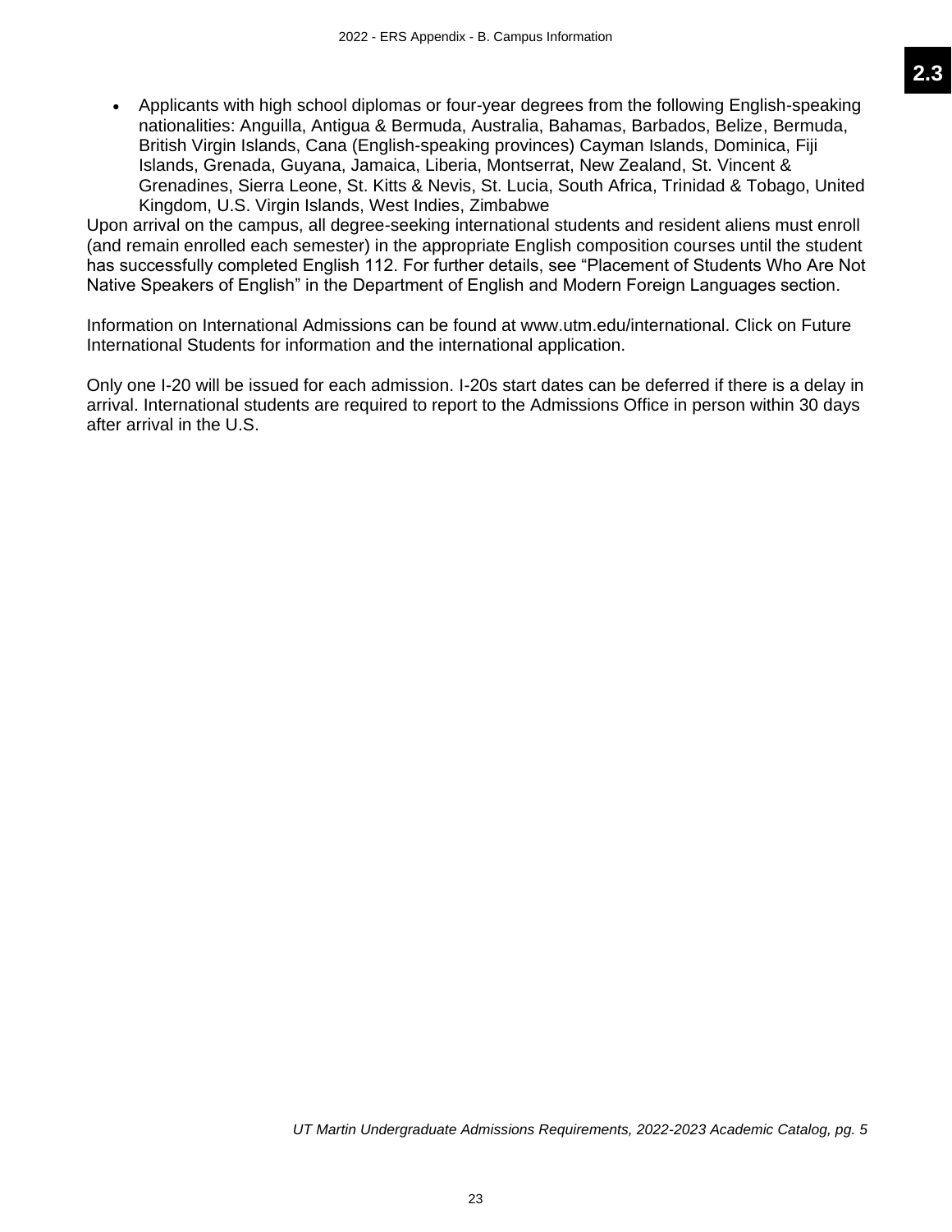- Applicants with high school diplomas or four-year degrees from the following English-speaking nationalities: Anguilla, Antigua & Bermuda, Australia, Bahamas, Barbados, Belize, Bermuda, British Virgin Islands, Cana (English-speaking provinces) Cayman Islands, Dominica, Fiji Islands, Grenada, Guyana, Jamaica, Liberia, Montserrat, New Zealand, St. Vincent & Grenadines, Sierra Leone, St. Kitts & Nevis, St. Lucia, South Africa, Trinidad & Tobago, United Kingdom, U.S. Virgin Islands, West Indies, Zimbabwe

Upon arrival on the campus, all degree-seeking international students and resident aliens must enroll (and remain enrolled each semester) in the appropriate English composition courses until the student has successfully completed English 112. For further details, see "Placement of Students Who Are Not Native Speakers of English" in the Department of English and Modern Foreign Languages section.

Information on International Admissions can be found at www.utm.edu/international. Click on Future International Students for information and the international application.

Only one I-20 will be issued for each admission. I-20s start dates can be deferred if there is a delay in arrival. International students are required to report to the Admissions Office in person within 30 days after arrival in the U.S.

*UT Martin Undergraduate Admissions Requirements, 2022-2023 Academic Catalog, pg. 5*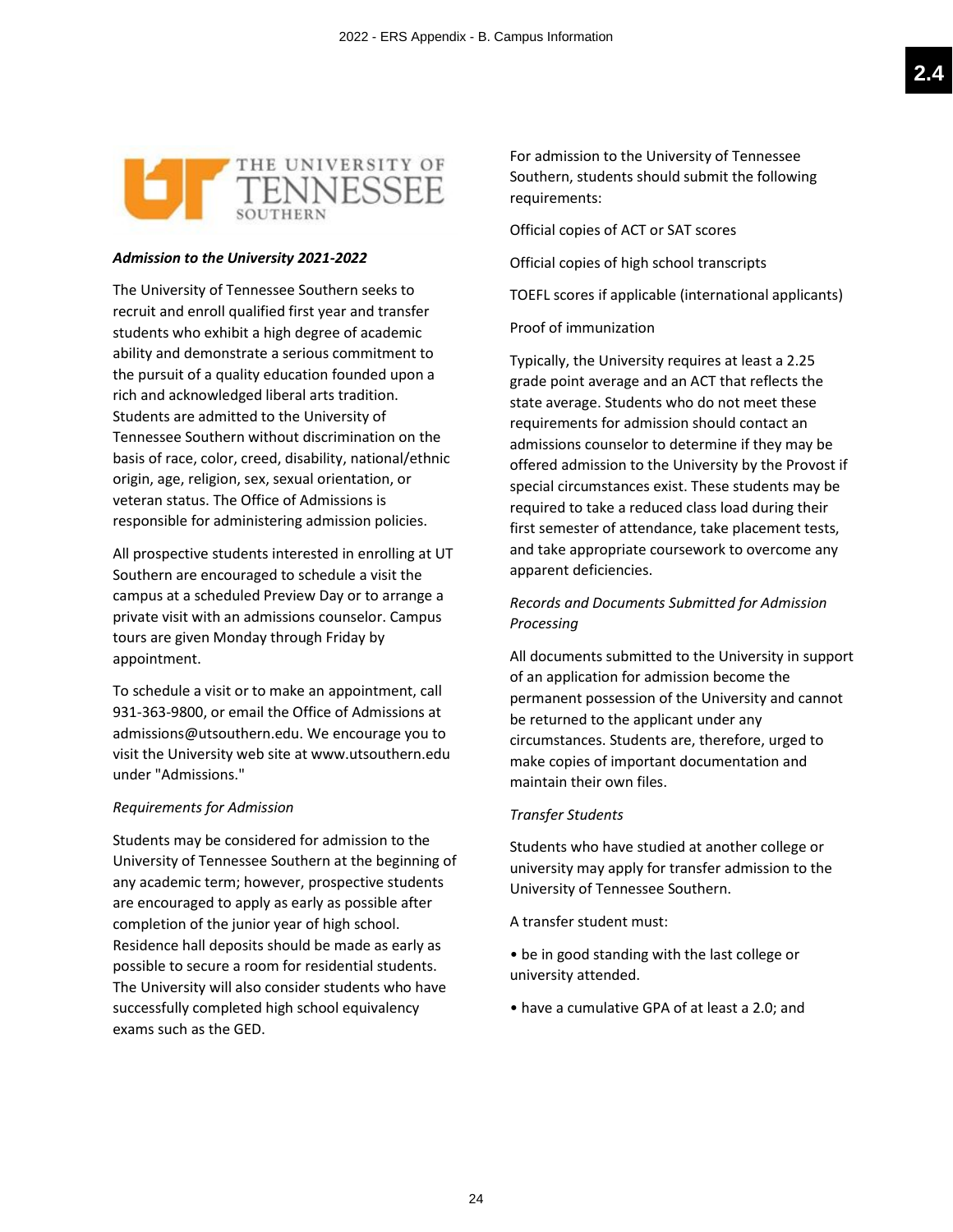## *Admission to the University 2021-2022*

The University of Tennessee Southern seeks to recruit and enroll qualified first year and transfer students who exhibit a high degree of academic ability and demonstrate a serious commitment to the pursuit of a quality education founded upon a rich and acknowledged liberal arts tradition. Students are admitted to the University of Tennessee Southern without discrimination on the basis of race, color, creed, disability, national/ethnic origin, age, religion, sex, sexual orientation, or veteran status. The Office of Admissions is responsible for administering admission policies.

All prospective students interested in enrolling at UT Southern are encouraged to schedule a visit the campus at a scheduled Preview Day or to arrange a private visit with an admissions counselor. Campus tours are given Monday through Friday by appointment.

To schedule a visit or to make an appointment, call 931-363-9800, or email the Office of Admissions at admissions@utsouthern.edu. We encourage you to visit the University web site at www.utsouthern.edu under "Admissions."

### *Requirements for Admission*

Students may be considered for admission to the University of Tennessee Southern at the beginning of any academic term; however, prospective students are encouraged to apply as early as possible after completion of the junior year of high school. Residence hall deposits should be made as early as possible to secure a room for residential students. The University will also consider students who have successfully completed high school equivalency exams such as the GED.

For admission to the University of Tennessee Southern, students should submit the following requirements:

Official copies of ACT or SAT scores

Official copies of high school transcripts

TOEFL scores if applicable (international applicants)

Proof of immunization

Typically, the University requires at least a 2.25 grade point average and an ACT that reflects the state average. Students who do not meet these requirements for admission should contact an admissions counselor to determine if they may be offered admission to the University by the Provost if special circumstances exist. These students may be required to take a reduced class load during their first semester of attendance, take placement tests, and take appropriate coursework to overcome any apparent deficiencies.

### *Records and Documents Submitted for Admission Processing*

All documents submitted to the University in support of an application for admission become the permanent possession of the University and cannot be returned to the applicant under any circumstances. Students are, therefore, urged to make copies of important documentation and maintain their own files.

### *Transfer Students*

Students who have studied at another college or university may apply for transfer admission to the University of Tennessee Southern.

A transfer student must:

- be in good standing with the last college or university attended.
- have a cumulative GPA of at least a 2.0; and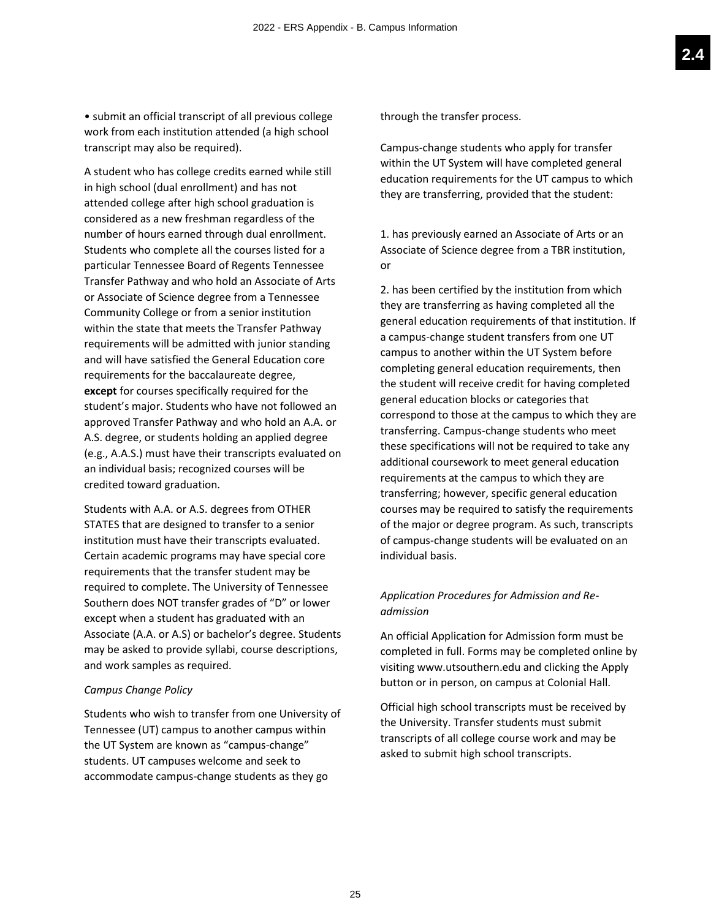• submit an official transcript of all previous college work from each institution attended (a high school transcript may also be required).

A student who has college credits earned while still in high school (dual enrollment) and has not attended college after high school graduation is considered as a new freshman regardless of the number of hours earned through dual enrollment. Students who complete all the courses listed for a particular Tennessee Board of Regents Tennessee Transfer Pathway and who hold an Associate of Arts or Associate of Science degree from a Tennessee Community College or from a senior institution within the state that meets the Transfer Pathway requirements will be admitted with junior standing and will have satisfied the General Education core requirements for the baccalaureate degree, **except** for courses specifically required for the student's major. Students who have not followed an approved Transfer Pathway and who hold an A.A. or A.S. degree, or students holding an applied degree (e.g., A.A.S.) must have their transcripts evaluated on an individual basis; recognized courses will be credited toward graduation.

Students with A.A. or A.S. degrees from OTHER STATES that are designed to transfer to a senior institution must have their transcripts evaluated. Certain academic programs may have special core requirements that the transfer student may be required to complete. The University of Tennessee Southern does NOT transfer grades of "D" or lower except when a student has graduated with an Associate (A.A. or A.S) or bachelor's degree. Students may be asked to provide syllabi, course descriptions, and work samples as required.

*Campus Change Policy*

Students who wish to transfer from one University of Tennessee (UT) campus to another campus within the UT System are known as "campus-change" students. UT campuses welcome and seek to accommodate campus-change students as they go through the transfer process.

Campus-change students who apply for transfer within the UT System will have completed general education requirements for the UT campus to which they are transferring, provided that the student:

1. has previously earned an Associate of Arts or an Associate of Science degree from a TBR institution, or

2. has been certified by the institution from which they are transferring as having completed all the general education requirements of that institution. If a campus-change student transfers from one UT campus to another within the UT System before completing general education requirements, then the student will receive credit for having completed general education blocks or categories that correspond to those at the campus to which they are transferring. Campus-change students who meet these specifications will not be required to take any additional coursework to meet general education requirements at the campus to which they are transferring; however, specific general education courses may be required to satisfy the requirements of the major or degree program. As such, transcripts of campus-change students will be evaluated on an individual basis.

*Application Procedures for Admission and Re-admission*

An official Application for Admission form must be completed in full. Forms may be completed online by visiting www.utsouthern.edu and clicking the Apply button or in person, on campus at Colonial Hall.

Official high school transcripts must be received by the University. Transfer students must submit transcripts of all college course work and may be asked to submit high school transcripts.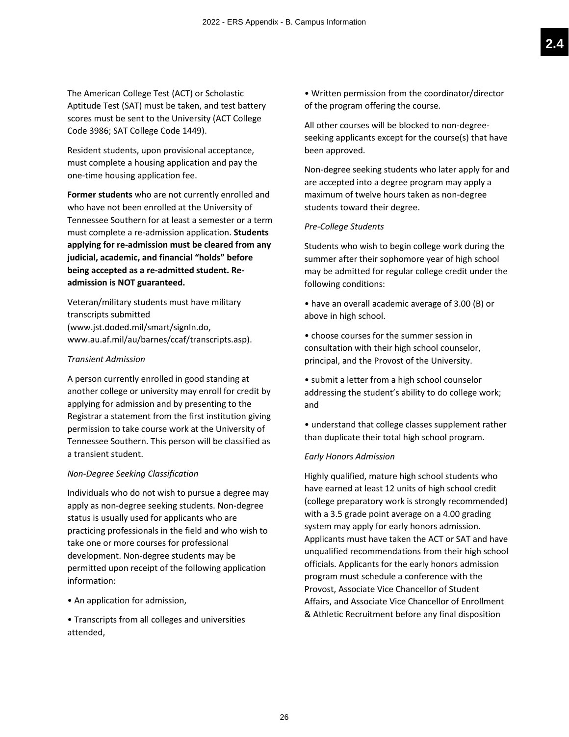The American College Test (ACT) or Scholastic Aptitude Test (SAT) must be taken, and test battery scores must be sent to the University (ACT College Code 3986; SAT College Code 1449).

Resident students, upon provisional acceptance, must complete a housing application and pay the one-time housing application fee.

**Former students** who are not currently enrolled and who have not been enrolled at the University of Tennessee Southern for at least a semester or a term must complete a re-admission application. **Students applying for re-admission must be cleared from any judicial, academic, and financial "holds" before being accepted as a re-admitted student. Re-admission is NOT guaranteed.**

Veteran/military students must have military transcripts submitted (www.jst.doded.mil/smart/signIn.do, www.au.af.mil/au/barnes/ccaf/transcripts.asp).

*Transient Admission*

A person currently enrolled in good standing at another college or university may enroll for credit by applying for admission and by presenting to the Registrar a statement from the first institution giving permission to take course work at the University of Tennessee Southern. This person will be classified as a transient student.

*Non-Degree Seeking Classification*

Individuals who do not wish to pursue a degree may apply as non-degree seeking students. Non-degree status is usually used for applicants who are practicing professionals in the field and who wish to take one or more courses for professional development. Non-degree students may be permitted upon receipt of the following application information:

- An application for admission,
- Transcripts from all colleges and universities attended,
- Written permission from the coordinator/director of the program offering the course.

All other courses will be blocked to non-degree-seeking applicants except for the course(s) that have been approved.

Non-degree seeking students who later apply for and are accepted into a degree program may apply a maximum of twelve hours taken as non-degree students toward their degree.

*Pre-College Students*

Students who wish to begin college work during the summer after their sophomore year of high school may be admitted for regular college credit under the following conditions:

- have an overall academic average of 3.00 (B) or above in high school.
- choose courses for the summer session in consultation with their high school counselor, principal, and the Provost of the University.
- submit a letter from a high school counselor addressing the student's ability to do college work; and
- understand that college classes supplement rather than duplicate their total high school program.

*Early Honors Admission*

Highly qualified, mature high school students who have earned at least 12 units of high school credit (college preparatory work is strongly recommended) with a 3.5 grade point average on a 4.00 grading system may apply for early honors admission. Applicants must have taken the ACT or SAT and have unqualified recommendations from their high school officials. Applicants for the early honors admission program must schedule a conference with the Provost, Associate Vice Chancellor of Student Affairs, and Associate Vice Chancellor of Enrollment & Athletic Recruitment before any final disposition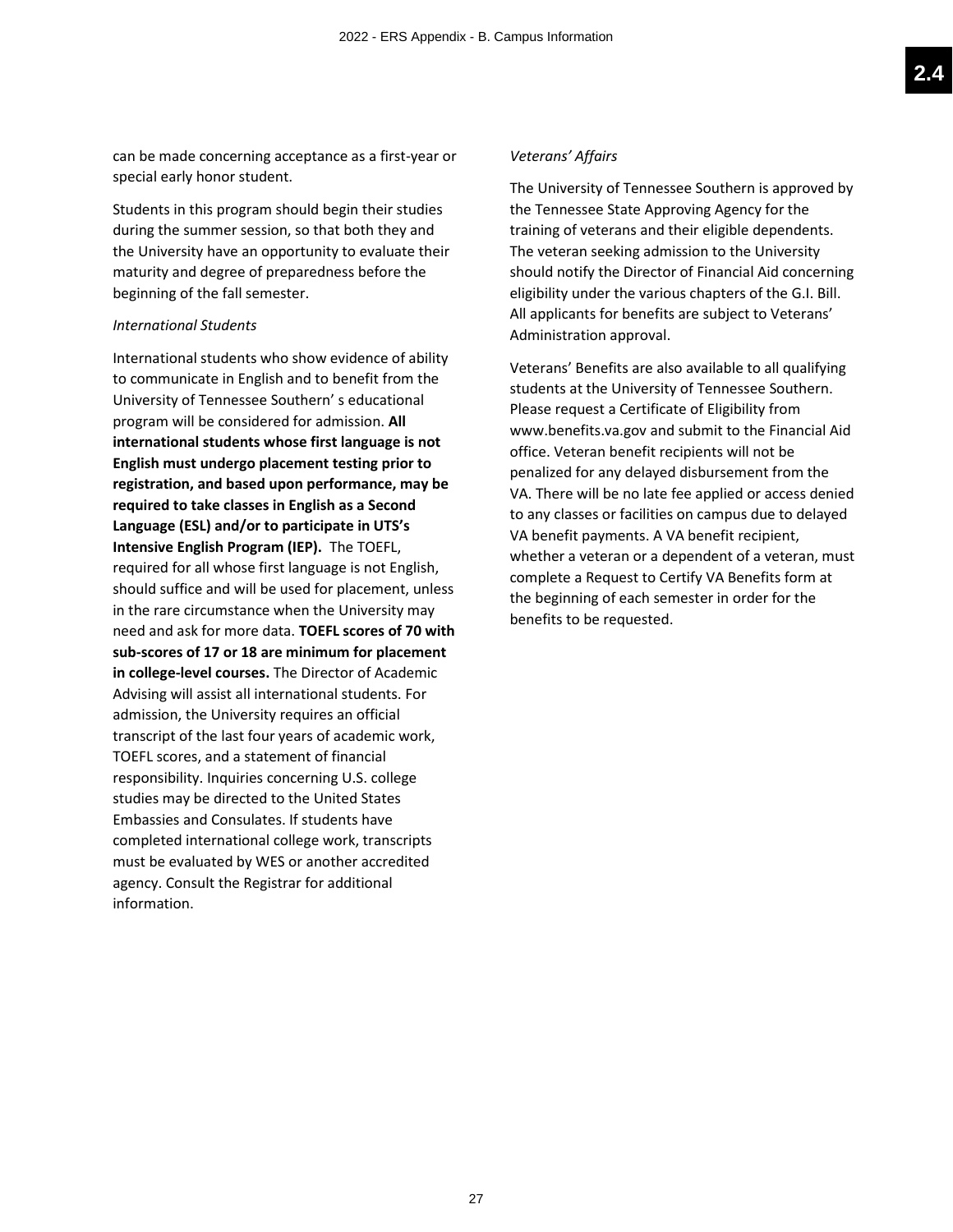can be made concerning acceptance as a first-year or special early honor student.

Students in this program should begin their studies during the summer session, so that both they and the University have an opportunity to evaluate their maturity and degree of preparedness before the beginning of the fall semester.

*International Students*

International students who show evidence of ability to communicate in English and to benefit from the University of Tennessee Southern' s educational program will be considered for admission. **All international students whose first language is not English must undergo placement testing prior to registration, and based upon performance, may be required to take classes in English as a Second Language (ESL) and/or to participate in UTS's Intensive English Program (IEP).** The TOEFL, required for all whose first language is not English, should suffice and will be used for placement, unless in the rare circumstance when the University may need and ask for more data. **TOEFL scores of 70 with sub-scores of 17 or 18 are minimum for placement in college-level courses.** The Director of Academic Advising will assist all international students. For admission, the University requires an official transcript of the last four years of academic work, TOEFL scores, and a statement of financial responsibility. Inquiries concerning U.S. college studies may be directed to the United States Embassies and Consulates. If students have completed international college work, transcripts must be evaluated by WES or another accredited agency. Consult the Registrar for additional information.

*Veterans' Affairs*

The University of Tennessee Southern is approved by the Tennessee State Approving Agency for the training of veterans and their eligible dependents. The veteran seeking admission to the University should notify the Director of Financial Aid concerning eligibility under the various chapters of the G.I. Bill. All applicants for benefits are subject to Veterans' Administration approval.

Veterans' Benefits are also available to all qualifying students at the University of Tennessee Southern. Please request a Certificate of Eligibility from www.benefits.va.gov and submit to the Financial Aid office. Veteran benefit recipients will not be penalized for any delayed disbursement from the VA. There will be no late fee applied or access denied to any classes or facilities on campus due to delayed VA benefit payments. A VA benefit recipient, whether a veteran or a dependent of a veteran, must complete a Request to Certify VA Benefits form at the beginning of each semester in order for the benefits to be requested.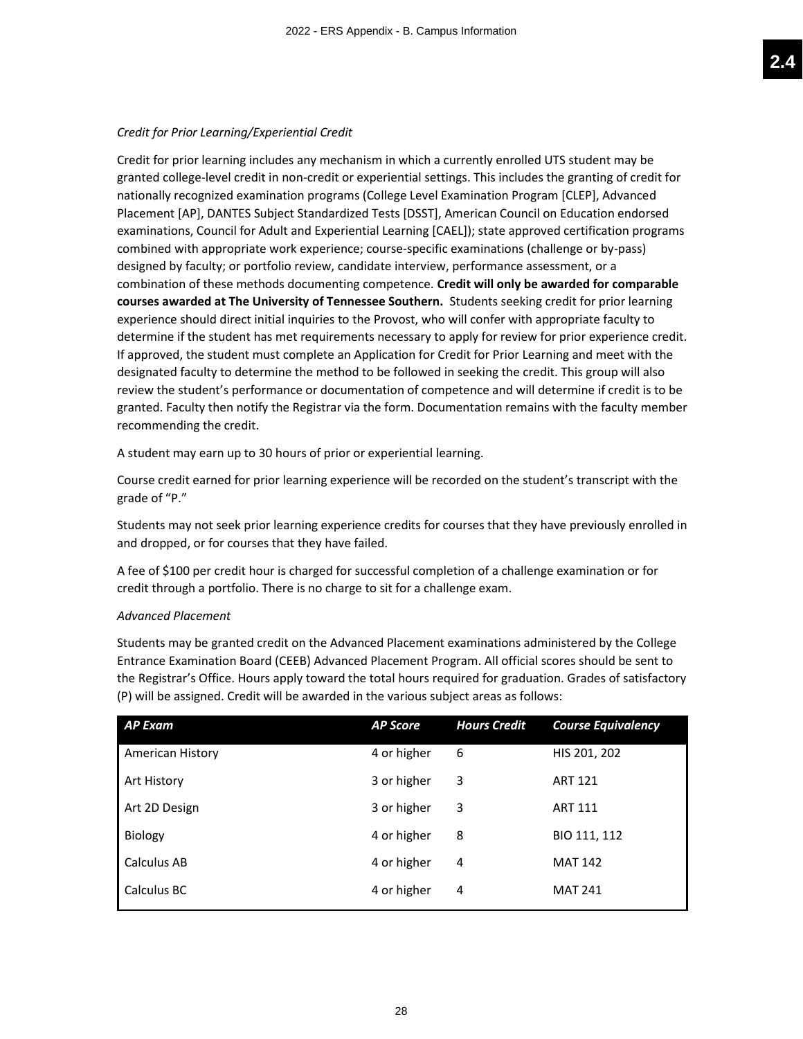*Credit for Prior Learning/Experiential Credit*

Credit for prior learning includes any mechanism in which a currently enrolled UTS student may be granted college-level credit in non-credit or experiential settings. This includes the granting of credit for nationally recognized examination programs (College Level Examination Program [CLEP], Advanced Placement [AP], DANTES Subject Standardized Tests [DSST], American Council on Education endorsed examinations, Council for Adult and Experiential Learning [CAEL]); state approved certification programs combined with appropriate work experience; course-specific examinations (challenge or by-pass) designed by faculty; or portfolio review, candidate interview, performance assessment, or a combination of these methods documenting competence. **Credit will only be awarded for comparable courses awarded at The University of Tennessee Southern.** Students seeking credit for prior learning experience should direct initial inquiries to the Provost, who will confer with appropriate faculty to determine if the student has met requirements necessary to apply for review for prior experience credit. If approved, the student must complete an Application for Credit for Prior Learning and meet with the designated faculty to determine the method to be followed in seeking the credit. This group will also review the student's performance or documentation of competence and will determine if credit is to be granted. Faculty then notify the Registrar via the form. Documentation remains with the faculty member recommending the credit.

A student may earn up to 30 hours of prior or experiential learning.

Course credit earned for prior learning experience will be recorded on the student's transcript with the grade of "P."

Students may not seek prior learning experience credits for courses that they have previously enrolled in and dropped, or for courses that they have failed.

A fee of $100 per credit hour is charged for successful completion of a challenge examination or for credit through a portfolio. There is no charge to sit for a challenge exam.

*Advanced Placement*

Students may be granted credit on the Advanced Placement examinations administered by the College Entrance Examination Board (CEEB) Advanced Placement Program. All official scores should be sent to the Registrar's Office. Hours apply toward the total hours required for graduation. Grades of satisfactory (P) will be assigned. Credit will be awarded in the various subject areas as follows:

| *AP Exam* | *AP Score* | *Hours Credit* | *Course Equivalency* |
|---|---|---|---|
| American History | 4 or higher | 6 | HIS 201, 202 |
| Art History | 3 or higher | 3 | ART 121 |
| Art 2D Design | 3 or higher | 3 | ART 111 |
| Biology | 4 or higher | 8 | BIO 111, 112 |
| Calculus AB | 4 or higher | 4 | MAT 142 |
| Calculus BC | 4 or higher | 4 | MAT 241 |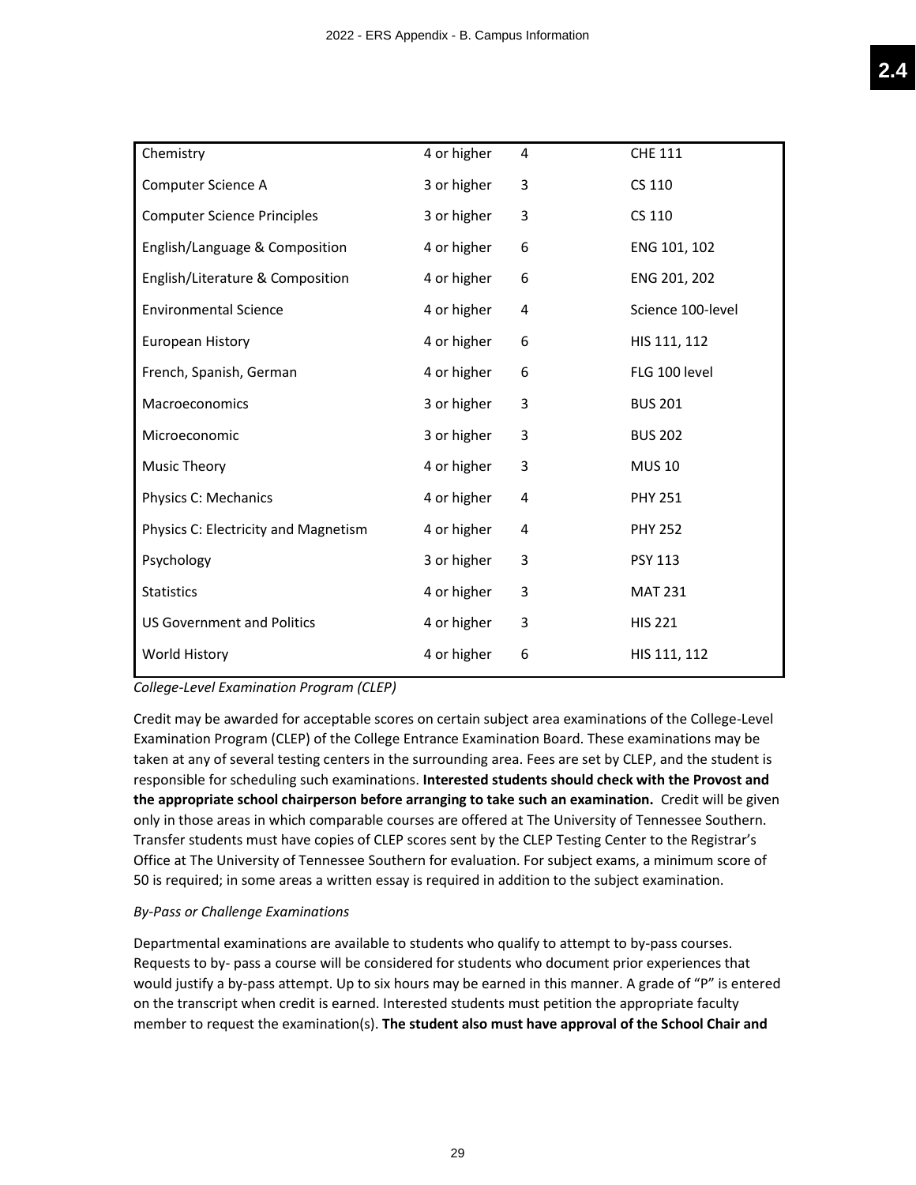| | | | |
|---|---|---|---|
| Chemistry | 4 or higher | 4 | CHE 111 |
| Computer Science A | 3 or higher | 3 | CS 110 |
| Computer Science Principles | 3 or higher | 3 | CS 110 |
| English/Language & Composition | 4 or higher | 6 | ENG 101, 102 |
| English/Literature & Composition | 4 or higher | 6 | ENG 201, 202 |
| Environmental Science | 4 or higher | 4 | Science 100-level |
| European History | 4 or higher | 6 | HIS 111, 112 |
| French, Spanish, German | 4 or higher | 6 | FLG 100 level |
| Macroeconomics | 3 or higher | 3 | BUS 201 |
| Microeconomic | 3 or higher | 3 | BUS 202 |
| Music Theory | 4 or higher | 3 | MUS 10 |
| Physics C: Mechanics | 4 or higher | 4 | PHY 251 |
| Physics C: Electricity and Magnetism | 4 or higher | 4 | PHY 252 |
| Psychology | 3 or higher | 3 | PSY 113 |
| Statistics | 4 or higher | 3 | MAT 231 |
| US Government and Politics | 4 or higher | 3 | HIS 221 |
| World History | 4 or higher | 6 | HIS 111, 112 |

*College-Level Examination Program (CLEP)*

Credit may be awarded for acceptable scores on certain subject area examinations of the College-Level Examination Program (CLEP) of the College Entrance Examination Board. These examinations may be taken at any of several testing centers in the surrounding area. Fees are set by CLEP, and the student is responsible for scheduling such examinations. **Interested students should check with the Provost and the appropriate school chairperson before arranging to take such an examination.** Credit will be given only in those areas in which comparable courses are offered at The University of Tennessee Southern. Transfer students must have copies of CLEP scores sent by the CLEP Testing Center to the Registrar's Office at The University of Tennessee Southern for evaluation. For subject exams, a minimum score of 50 is required; in some areas a written essay is required in addition to the subject examination.

*By-Pass or Challenge Examinations*

Departmental examinations are available to students who qualify to attempt to by-pass courses. Requests to by- pass a course will be considered for students who document prior experiences that would justify a by-pass attempt. Up to six hours may be earned in this manner. A grade of "P" is entered on the transcript when credit is earned. Interested students must petition the appropriate faculty member to request the examination(s). **The student also must have approval of the School Chair and**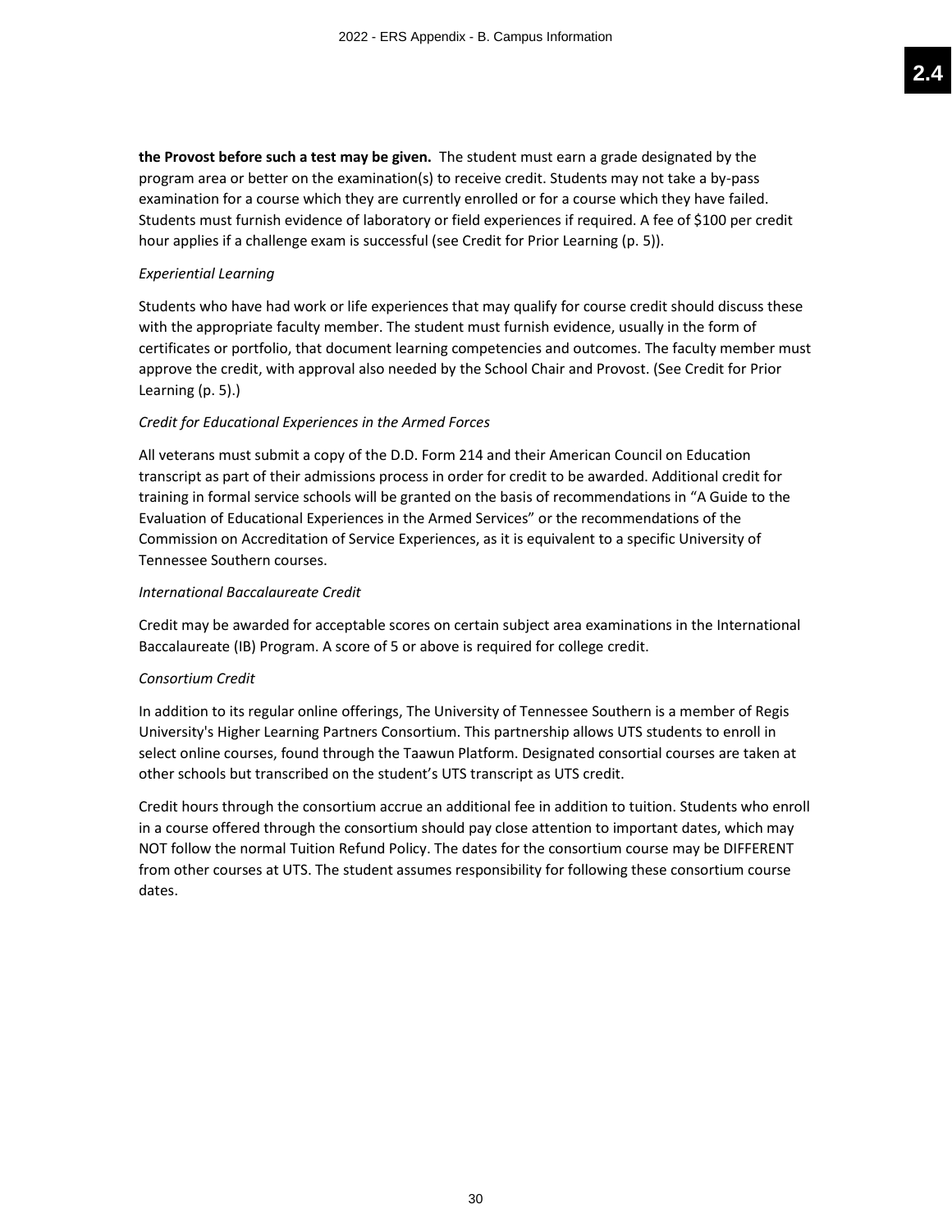**the Provost before such a test may be given.** The student must earn a grade designated by the program area or better on the examination(s) to receive credit. Students may not take a by-pass examination for a course which they are currently enrolled or for a course which they have failed. Students must furnish evidence of laboratory or field experiences if required. A fee of $100 per credit hour applies if a challenge exam is successful (see Credit for Prior Learning (p. 5)).

*Experiential Learning*

Students who have had work or life experiences that may qualify for course credit should discuss these with the appropriate faculty member. The student must furnish evidence, usually in the form of certificates or portfolio, that document learning competencies and outcomes. The faculty member must approve the credit, with approval also needed by the School Chair and Provost. (See Credit for Prior Learning (p. 5).)

*Credit for Educational Experiences in the Armed Forces*

All veterans must submit a copy of the D.D. Form 214 and their American Council on Education transcript as part of their admissions process in order for credit to be awarded. Additional credit for training in formal service schools will be granted on the basis of recommendations in "A Guide to the Evaluation of Educational Experiences in the Armed Services" or the recommendations of the Commission on Accreditation of Service Experiences, as it is equivalent to a specific University of Tennessee Southern courses.

*International Baccalaureate Credit*

Credit may be awarded for acceptable scores on certain subject area examinations in the International Baccalaureate (IB) Program. A score of 5 or above is required for college credit.

*Consortium Credit*

In addition to its regular online offerings, The University of Tennessee Southern is a member of Regis University's Higher Learning Partners Consortium. This partnership allows UTS students to enroll in select online courses, found through the Taawun Platform. Designated consortial courses are taken at other schools but transcribed on the student's UTS transcript as UTS credit.

Credit hours through the consortium accrue an additional fee in addition to tuition. Students who enroll in a course offered through the consortium should pay close attention to important dates, which may NOT follow the normal Tuition Refund Policy. The dates for the consortium course may be DIFFERENT from other courses at UTS. The student assumes responsibility for following these consortium course dates.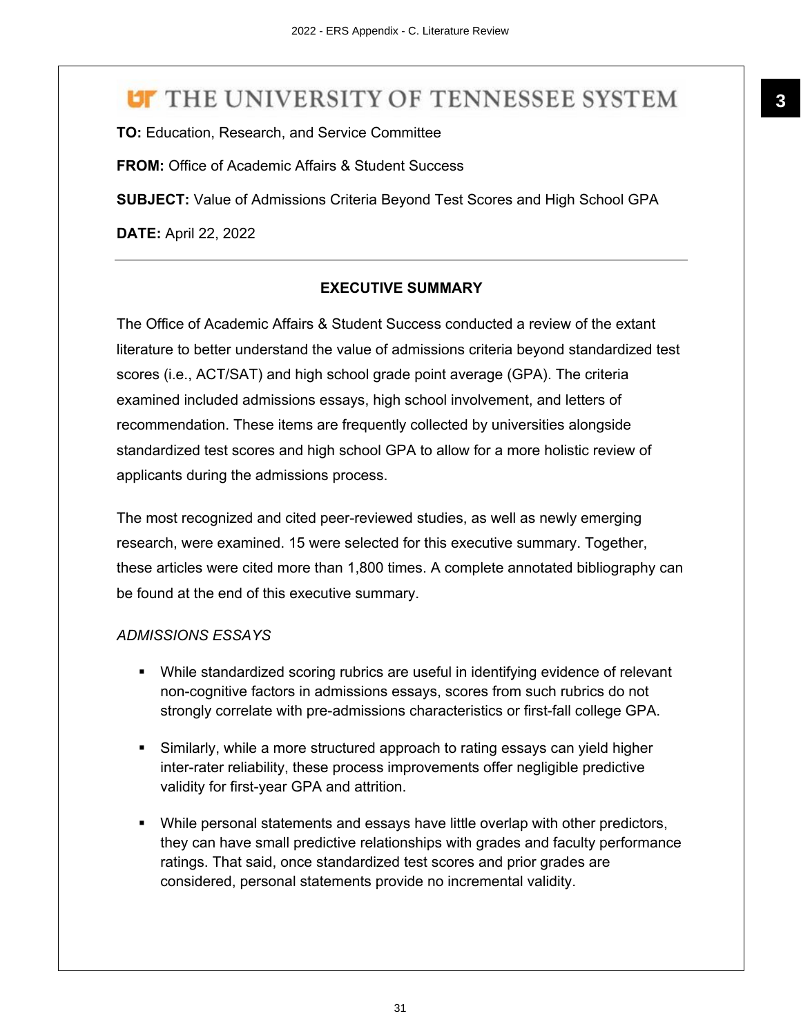# THE UNIVERSITY OF TENNESSEE SYSTEM

**TO:** Education, Research, and Service Committee

**FROM:** Office of Academic Affairs & Student Success

**SUBJECT:** Value of Admissions Criteria Beyond Test Scores and High School GPA

**DATE:** April 22, 2022

---

## EXECUTIVE SUMMARY

The Office of Academic Affairs & Student Success conducted a review of the extant literature to better understand the value of admissions criteria beyond standardized test scores (i.e., ACT/SAT) and high school grade point average (GPA). The criteria examined included admissions essays, high school involvement, and letters of recommendation. These items are frequently collected by universities alongside standardized test scores and high school GPA to allow for a more holistic review of applicants during the admissions process.

The most recognized and cited peer-reviewed studies, as well as newly emerging research, were examined. 15 were selected for this executive summary. Together, these articles were cited more than 1,800 times. A complete annotated bibliography can be found at the end of this executive summary.

*ADMISSIONS ESSAYS*

- While standardized scoring rubrics are useful in identifying evidence of relevant non-cognitive factors in admissions essays, scores from such rubrics do not strongly correlate with pre-admissions characteristics or first-fall college GPA.
- Similarly, while a more structured approach to rating essays can yield higher inter-rater reliability, these process improvements offer negligible predictive validity for first-year GPA and attrition.
- While personal statements and essays have little overlap with other predictors, they can have small predictive relationships with grades and faculty performance ratings. That said, once standardized test scores and prior grades are considered, personal statements provide no incremental validity.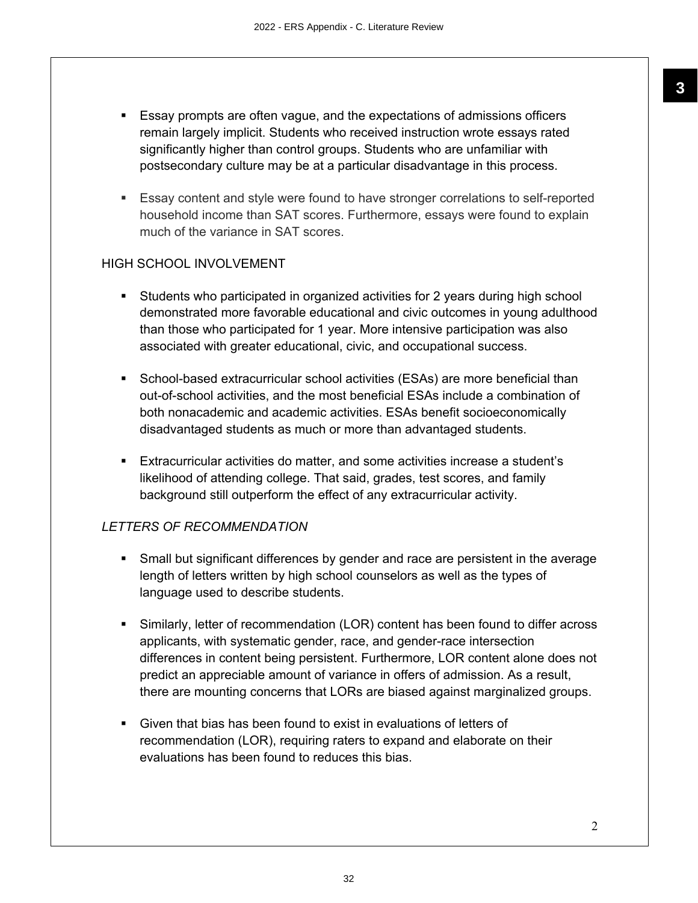- Essay prompts are often vague, and the expectations of admissions officers remain largely implicit. Students who received instruction wrote essays rated significantly higher than control groups. Students who are unfamiliar with postsecondary culture may be at a particular disadvantage in this process.

- Essay content and style were found to have stronger correlations to self-reported household income than SAT scores. Furthermore, essays were found to explain much of the variance in SAT scores.

HIGH SCHOOL INVOLVEMENT

- Students who participated in organized activities for 2 years during high school demonstrated more favorable educational and civic outcomes in young adulthood than those who participated for 1 year. More intensive participation was also associated with greater educational, civic, and occupational success.

- School-based extracurricular school activities (ESAs) are more beneficial than out-of-school activities, and the most beneficial ESAs include a combination of both nonacademic and academic activities. ESAs benefit socioeconomically disadvantaged students as much or more than advantaged students.

- Extracurricular activities do matter, and some activities increase a student's likelihood of attending college. That said, grades, test scores, and family background still outperform the effect of any extracurricular activity.

*LETTERS OF RECOMMENDATION*

- Small but significant differences by gender and race are persistent in the average length of letters written by high school counselors as well as the types of language used to describe students.

- Similarly, letter of recommendation (LOR) content has been found to differ across applicants, with systematic gender, race, and gender-race intersection differences in content being persistent. Furthermore, LOR content alone does not predict an appreciable amount of variance in offers of admission. As a result, there are mounting concerns that LORs are biased against marginalized groups.

- Given that bias has been found to exist in evaluations of letters of recommendation (LOR), requiring raters to expand and elaborate on their evaluations has been found to reduces this bias.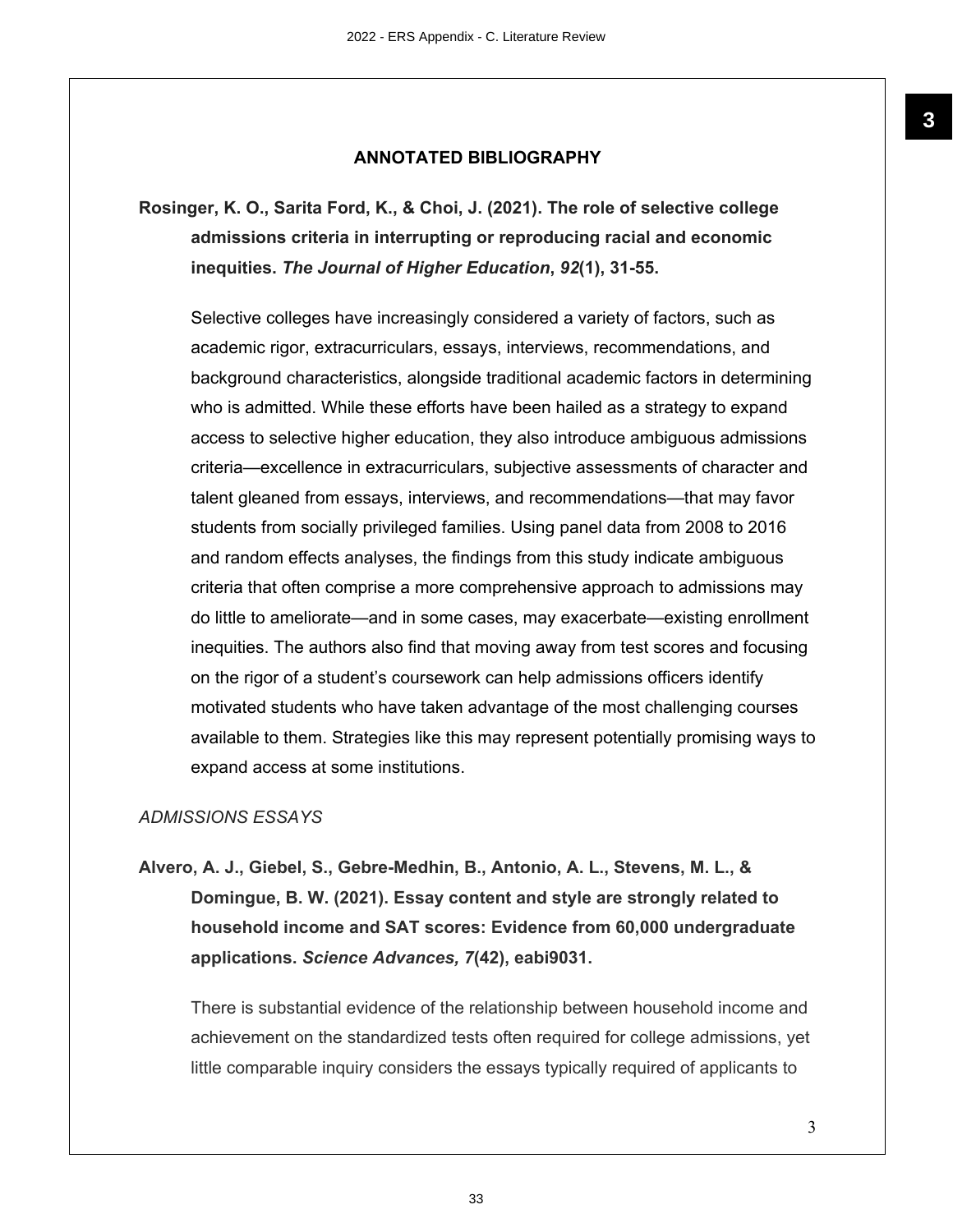## ANNOTATED BIBLIOGRAPHY

**Rosinger, K. O., Sarita Ford, K., & Choi, J. (2021). The role of selective college admissions criteria in interrupting or reproducing racial and economic inequities. *The Journal of Higher Education, 92*(1), 31-55.**

Selective colleges have increasingly considered a variety of factors, such as academic rigor, extracurriculars, essays, interviews, recommendations, and background characteristics, alongside traditional academic factors in determining who is admitted. While these efforts have been hailed as a strategy to expand access to selective higher education, they also introduce ambiguous admissions criteria—excellence in extracurriculars, subjective assessments of character and talent gleaned from essays, interviews, and recommendations—that may favor students from socially privileged families. Using panel data from 2008 to 2016 and random effects analyses, the findings from this study indicate ambiguous criteria that often comprise a more comprehensive approach to admissions may do little to ameliorate—and in some cases, may exacerbate—existing enrollment inequities. The authors also find that moving away from test scores and focusing on the rigor of a student's coursework can help admissions officers identify motivated students who have taken advantage of the most challenging courses available to them. Strategies like this may represent potentially promising ways to expand access at some institutions.

*ADMISSIONS ESSAYS*

**Alvero, A. J., Giebel, S., Gebre-Medhin, B., Antonio, A. L., Stevens, M. L., & Domingue, B. W. (2021). Essay content and style are strongly related to household income and SAT scores: Evidence from 60,000 undergraduate applications. *Science Advances, 7*(42), eabi9031.**

There is substantial evidence of the relationship between household income and achievement on the standardized tests often required for college admissions, yet little comparable inquiry considers the essays typically required of applicants to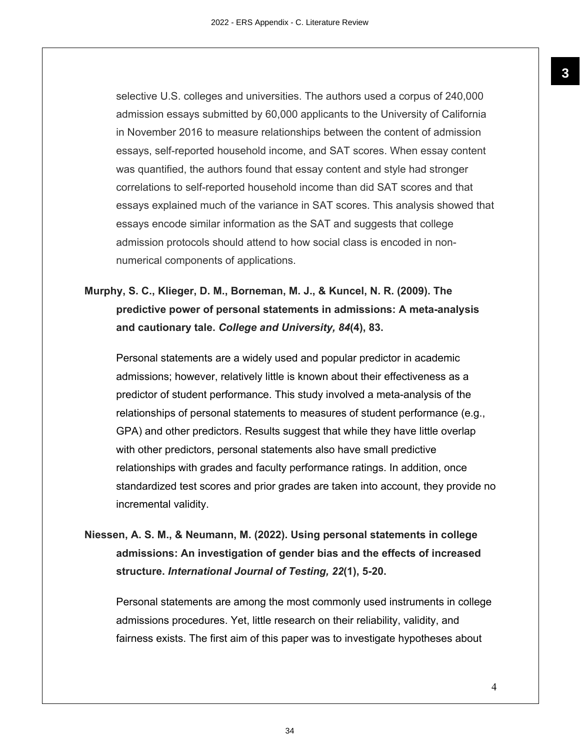selective U.S. colleges and universities. The authors used a corpus of 240,000 admission essays submitted by 60,000 applicants to the University of California in November 2016 to measure relationships between the content of admission essays, self-reported household income, and SAT scores. When essay content was quantified, the authors found that essay content and style had stronger correlations to self-reported household income than did SAT scores and that essays explained much of the variance in SAT scores. This analysis showed that essays encode similar information as the SAT and suggests that college admission protocols should attend to how social class is encoded in non-numerical components of applications.

**Murphy, S. C., Klieger, D. M., Borneman, M. J., & Kuncel, N. R. (2009). The predictive power of personal statements in admissions: A meta-analysis and cautionary tale. *College and University, 84*(4), 83.**

Personal statements are a widely used and popular predictor in academic admissions; however, relatively little is known about their effectiveness as a predictor of student performance. This study involved a meta-analysis of the relationships of personal statements to measures of student performance (e.g., GPA) and other predictors. Results suggest that while they have little overlap with other predictors, personal statements also have small predictive relationships with grades and faculty performance ratings. In addition, once standardized test scores and prior grades are taken into account, they provide no incremental validity.

**Niessen, A. S. M., & Neumann, M. (2022). Using personal statements in college admissions: An investigation of gender bias and the effects of increased structure. *International Journal of Testing, 22*(1), 5-20.**

Personal statements are among the most commonly used instruments in college admissions procedures. Yet, little research on their reliability, validity, and fairness exists. The first aim of this paper was to investigate hypotheses about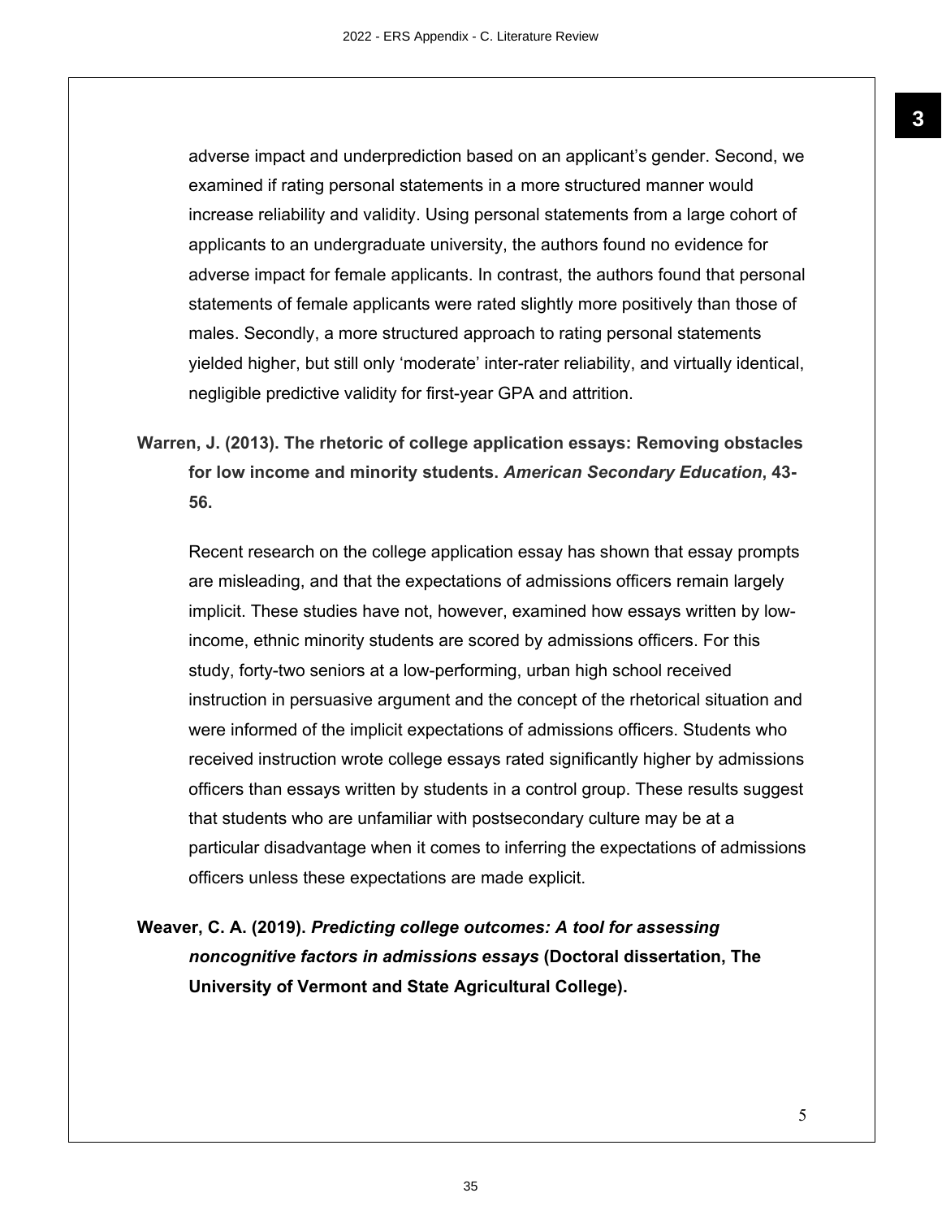adverse impact and underprediction based on an applicant's gender. Second, we examined if rating personal statements in a more structured manner would increase reliability and validity. Using personal statements from a large cohort of applicants to an undergraduate university, the authors found no evidence for adverse impact for female applicants. In contrast, the authors found that personal statements of female applicants were rated slightly more positively than those of males. Secondly, a more structured approach to rating personal statements yielded higher, but still only 'moderate' inter-rater reliability, and virtually identical, negligible predictive validity for first-year GPA and attrition.

**Warren, J. (2013). The rhetoric of college application essays: Removing obstacles for low income and minority students. *American Secondary Education*, 43-56.**

Recent research on the college application essay has shown that essay prompts are misleading, and that the expectations of admissions officers remain largely implicit. These studies have not, however, examined how essays written by low-income, ethnic minority students are scored by admissions officers. For this study, forty-two seniors at a low-performing, urban high school received instruction in persuasive argument and the concept of the rhetorical situation and were informed of the implicit expectations of admissions officers. Students who received instruction wrote college essays rated significantly higher by admissions officers than essays written by students in a control group. These results suggest that students who are unfamiliar with postsecondary culture may be at a particular disadvantage when it comes to inferring the expectations of admissions officers unless these expectations are made explicit.

**Weaver, C. A. (2019). *Predicting college outcomes: A tool for assessing noncognitive factors in admissions essays* (Doctoral dissertation, The University of Vermont and State Agricultural College).**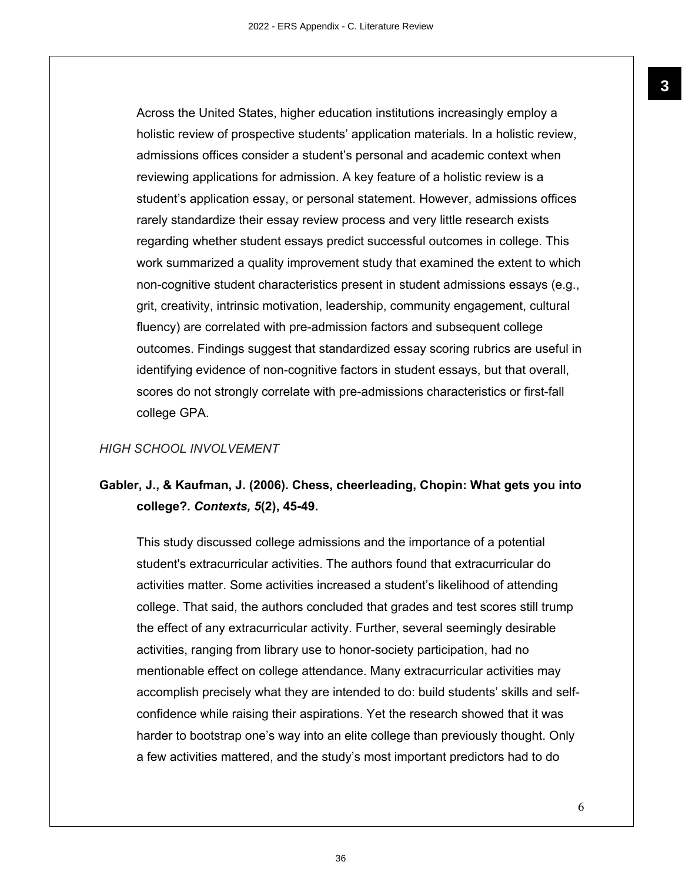Across the United States, higher education institutions increasingly employ a holistic review of prospective students' application materials. In a holistic review, admissions offices consider a student's personal and academic context when reviewing applications for admission. A key feature of a holistic review is a student's application essay, or personal statement. However, admissions offices rarely standardize their essay review process and very little research exists regarding whether student essays predict successful outcomes in college. This work summarized a quality improvement study that examined the extent to which non-cognitive student characteristics present in student admissions essays (e.g., grit, creativity, intrinsic motivation, leadership, community engagement, cultural fluency) are correlated with pre-admission factors and subsequent college outcomes. Findings suggest that standardized essay scoring rubrics are useful in identifying evidence of non-cognitive factors in student essays, but that overall, scores do not strongly correlate with pre-admissions characteristics or first-fall college GPA.

*HIGH SCHOOL INVOLVEMENT*

**Gabler, J., & Kaufman, J. (2006). Chess, cheerleading, Chopin: What gets you into college?. *Contexts, 5*(2), 45-49.**

This study discussed college admissions and the importance of a potential student's extracurricular activities. The authors found that extracurricular do activities matter. Some activities increased a student's likelihood of attending college. That said, the authors concluded that grades and test scores still trump the effect of any extracurricular activity. Further, several seemingly desirable activities, ranging from library use to honor-society participation, had no mentionable effect on college attendance. Many extracurricular activities may accomplish precisely what they are intended to do: build students' skills and self-confidence while raising their aspirations. Yet the research showed that it was harder to bootstrap one's way into an elite college than previously thought. Only a few activities mattered, and the study's most important predictors had to do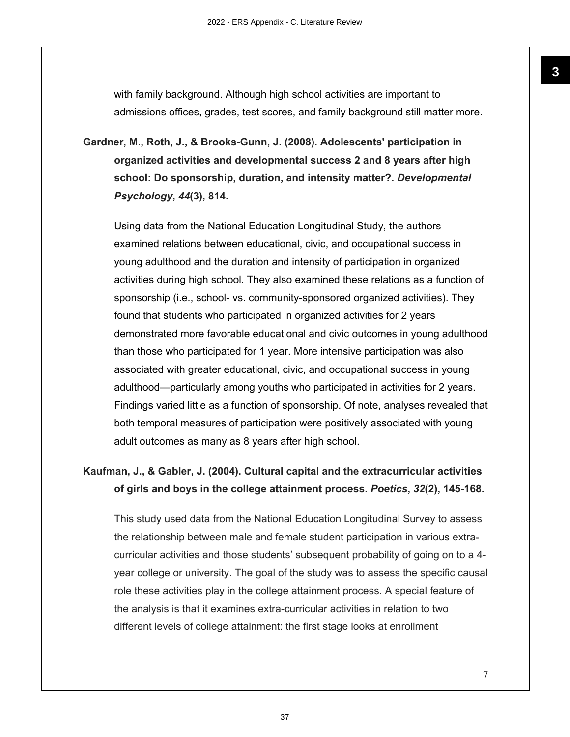with family background. Although high school activities are important to admissions offices, grades, test scores, and family background still matter more.

**Gardner, M., Roth, J., & Brooks-Gunn, J. (2008). Adolescents' participation in organized activities and developmental success 2 and 8 years after high school: Do sponsorship, duration, and intensity matter?. *Developmental Psychology*, *44*(3), 814.**

Using data from the National Education Longitudinal Study, the authors examined relations between educational, civic, and occupational success in young adulthood and the duration and intensity of participation in organized activities during high school. They also examined these relations as a function of sponsorship (i.e., school- vs. community-sponsored organized activities). They found that students who participated in organized activities for 2 years demonstrated more favorable educational and civic outcomes in young adulthood than those who participated for 1 year. More intensive participation was also associated with greater educational, civic, and occupational success in young adulthood—particularly among youths who participated in activities for 2 years. Findings varied little as a function of sponsorship. Of note, analyses revealed that both temporal measures of participation were positively associated with young adult outcomes as many as 8 years after high school.

**Kaufman, J., & Gabler, J. (2004). Cultural capital and the extracurricular activities of girls and boys in the college attainment process. *Poetics*, *32*(2), 145-168.**

This study used data from the National Education Longitudinal Survey to assess the relationship between male and female student participation in various extra-curricular activities and those students' subsequent probability of going on to a 4-year college or university. The goal of the study was to assess the specific causal role these activities play in the college attainment process. A special feature of the analysis is that it examines extra-curricular activities in relation to two different levels of college attainment: the first stage looks at enrollment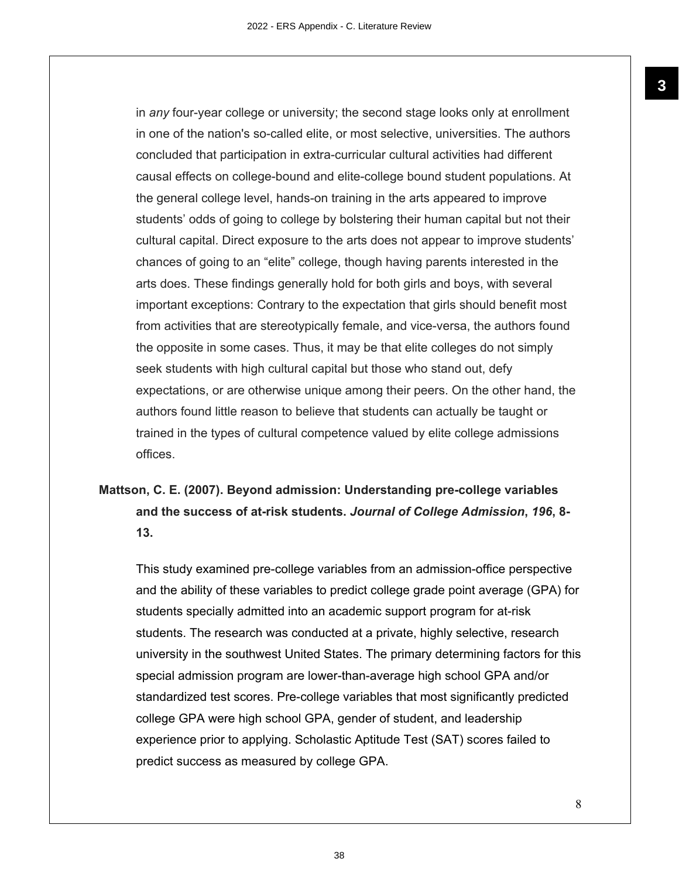in *any* four-year college or university; the second stage looks only at enrollment in one of the nation's so-called elite, or most selective, universities. The authors concluded that participation in extra-curricular cultural activities had different causal effects on college-bound and elite-college bound student populations. At the general college level, hands-on training in the arts appeared to improve students' odds of going to college by bolstering their human capital but not their cultural capital. Direct exposure to the arts does not appear to improve students' chances of going to an "elite" college, though having parents interested in the arts does. These findings generally hold for both girls and boys, with several important exceptions: Contrary to the expectation that girls should benefit most from activities that are stereotypically female, and vice-versa, the authors found the opposite in some cases. Thus, it may be that elite colleges do not simply seek students with high cultural capital but those who stand out, defy expectations, or are otherwise unique among their peers. On the other hand, the authors found little reason to believe that students can actually be taught or trained in the types of cultural competence valued by elite college admissions offices.

**Mattson, C. E. (2007). Beyond admission: Understanding pre-college variables and the success of at-risk students. *Journal of College Admission*, *196*, 8-13.**

This study examined pre-college variables from an admission-office perspective and the ability of these variables to predict college grade point average (GPA) for students specially admitted into an academic support program for at-risk students. The research was conducted at a private, highly selective, research university in the southwest United States. The primary determining factors for this special admission program are lower-than-average high school GPA and/or standardized test scores. Pre-college variables that most significantly predicted college GPA were high school GPA, gender of student, and leadership experience prior to applying. Scholastic Aptitude Test (SAT) scores failed to predict success as measured by college GPA.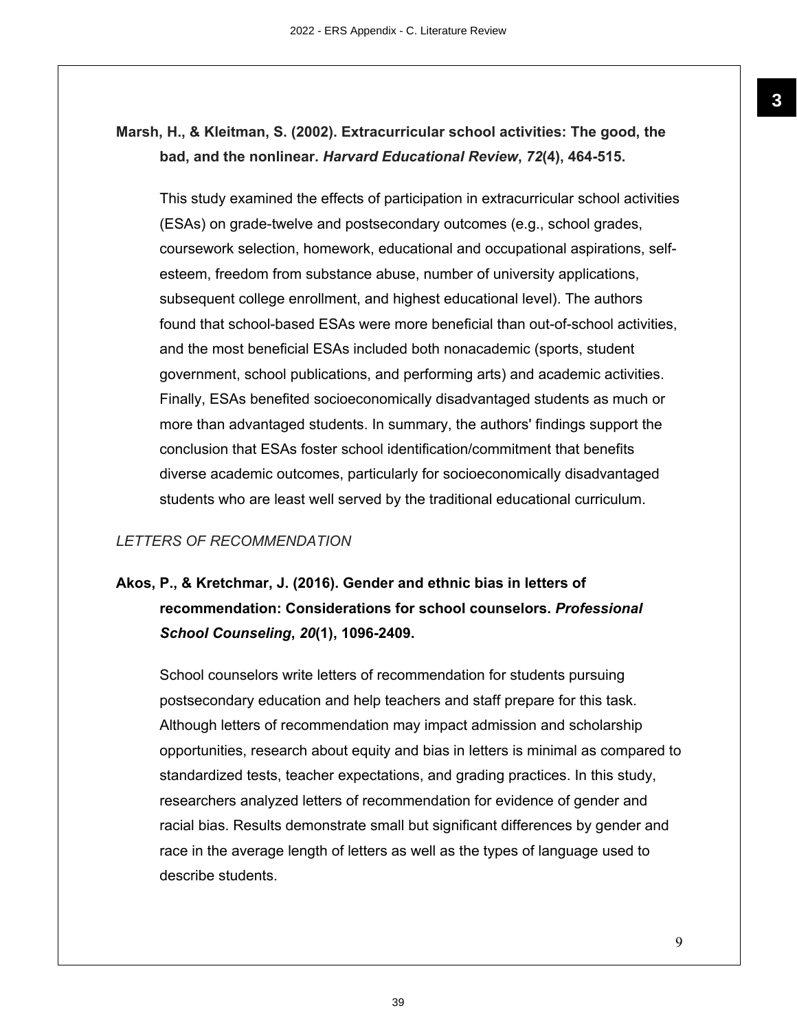**Marsh, H., & Kleitman, S. (2002). Extracurricular school activities: The good, the bad, and the nonlinear. *Harvard Educational Review*, *72*(4), 464-515.**

This study examined the effects of participation in extracurricular school activities (ESAs) on grade-twelve and postsecondary outcomes (e.g., school grades, coursework selection, homework, educational and occupational aspirations, self-esteem, freedom from substance abuse, number of university applications, subsequent college enrollment, and highest educational level). The authors found that school-based ESAs were more beneficial than out-of-school activities, and the most beneficial ESAs included both nonacademic (sports, student government, school publications, and performing arts) and academic activities. Finally, ESAs benefited socioeconomically disadvantaged students as much or more than advantaged students. In summary, the authors' findings support the conclusion that ESAs foster school identification/commitment that benefits diverse academic outcomes, particularly for socioeconomically disadvantaged students who are least well served by the traditional educational curriculum.

*LETTERS OF RECOMMENDATION*

**Akos, P., & Kretchmar, J. (2016). Gender and ethnic bias in letters of recommendation: Considerations for school counselors. *Professional School Counseling*, *20*(1), 1096-2409.**

School counselors write letters of recommendation for students pursuing postsecondary education and help teachers and staff prepare for this task. Although letters of recommendation may impact admission and scholarship opportunities, research about equity and bias in letters is minimal as compared to standardized tests, teacher expectations, and grading practices. In this study, researchers analyzed letters of recommendation for evidence of gender and racial bias. Results demonstrate small but significant differences by gender and race in the average length of letters as well as the types of language used to describe students.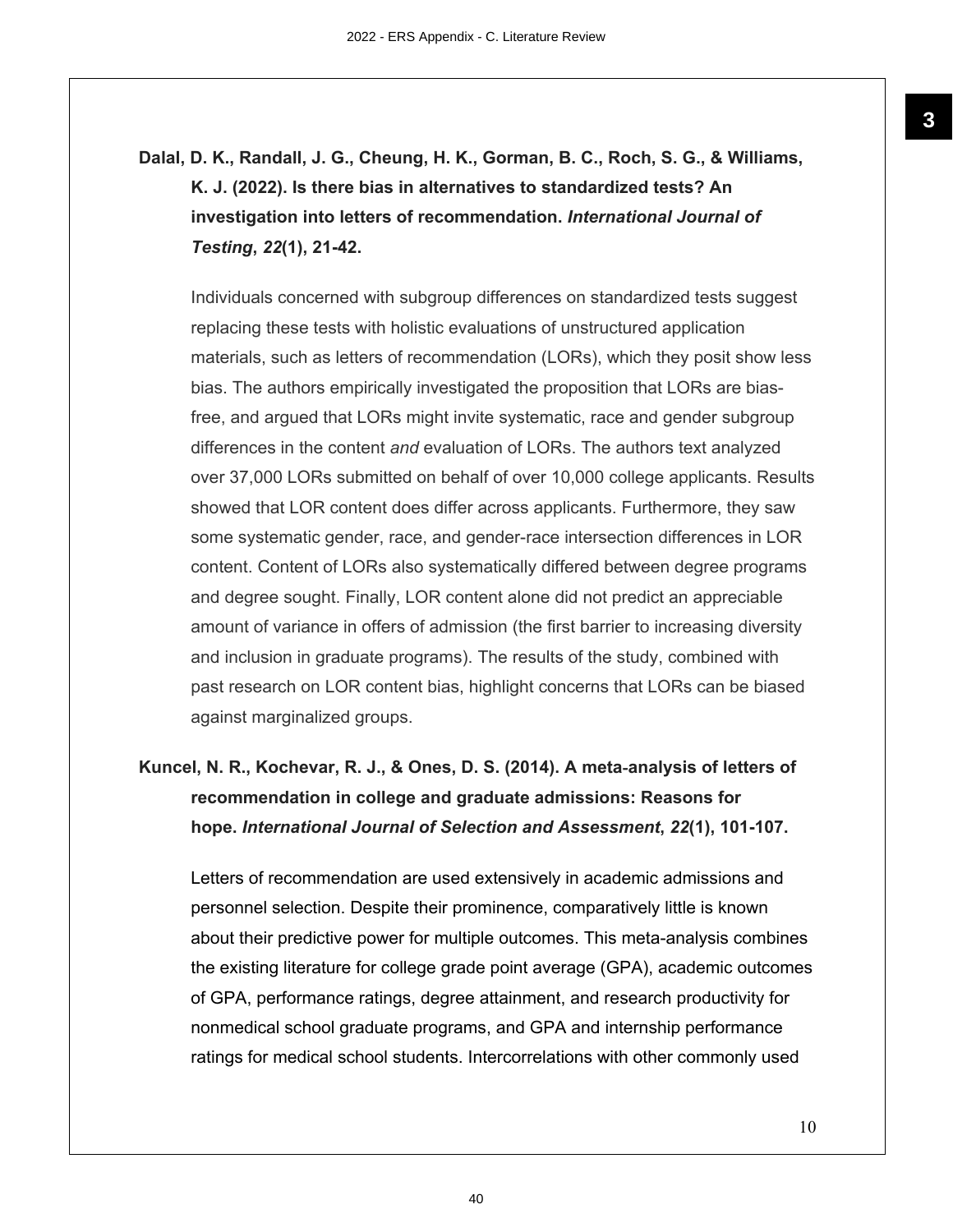**Dalal, D. K., Randall, J. G., Cheung, H. K., Gorman, B. C., Roch, S. G., & Williams, K. J. (2022). Is there bias in alternatives to standardized tests? An investigation into letters of recommendation. *International Journal of Testing*, *22*(1), 21-42.**

Individuals concerned with subgroup differences on standardized tests suggest replacing these tests with holistic evaluations of unstructured application materials, such as letters of recommendation (LORs), which they posit show less bias. The authors empirically investigated the proposition that LORs are bias-free, and argued that LORs might invite systematic, race and gender subgroup differences in the content *and* evaluation of LORs. The authors text analyzed over 37,000 LORs submitted on behalf of over 10,000 college applicants. Results showed that LOR content does differ across applicants. Furthermore, they saw some systematic gender, race, and gender-race intersection differences in LOR content. Content of LORs also systematically differed between degree programs and degree sought. Finally, LOR content alone did not predict an appreciable amount of variance in offers of admission (the first barrier to increasing diversity and inclusion in graduate programs). The results of the study, combined with past research on LOR content bias, highlight concerns that LORs can be biased against marginalized groups.

**Kuncel, N. R., Kochevar, R. J., & Ones, D. S. (2014). A meta-analysis of letters of recommendation in college and graduate admissions: Reasons for hope. *International Journal of Selection and Assessment*, *22*(1), 101-107.**

Letters of recommendation are used extensively in academic admissions and personnel selection. Despite their prominence, comparatively little is known about their predictive power for multiple outcomes. This meta-analysis combines the existing literature for college grade point average (GPA), academic outcomes of GPA, performance ratings, degree attainment, and research productivity for nonmedical school graduate programs, and GPA and internship performance ratings for medical school students. Intercorrelations with other commonly used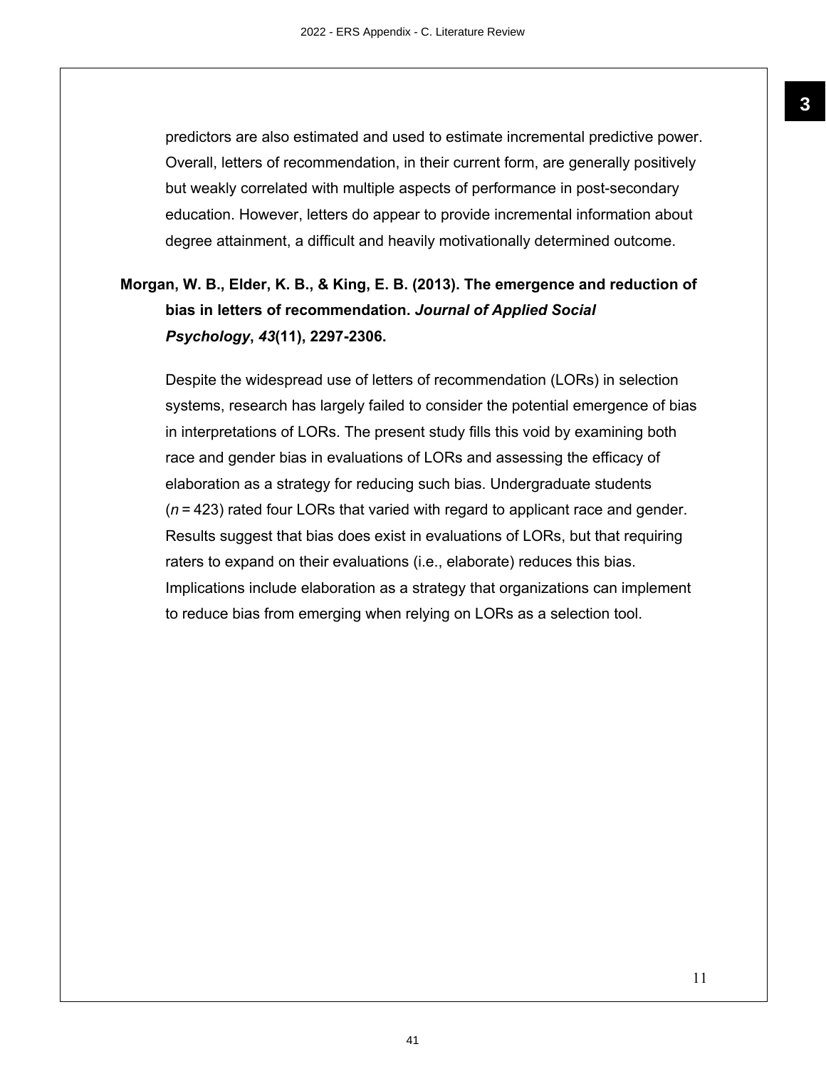predictors are also estimated and used to estimate incremental predictive power. Overall, letters of recommendation, in their current form, are generally positively but weakly correlated with multiple aspects of performance in post-secondary education. However, letters do appear to provide incremental information about degree attainment, a difficult and heavily motivationally determined outcome.

**Morgan, W. B., Elder, K. B., & King, E. B. (2013). The emergence and reduction of bias in letters of recommendation. *Journal of Applied Social Psychology*, *43*(11), 2297-2306.**

Despite the widespread use of letters of recommendation (LORs) in selection systems, research has largely failed to consider the potential emergence of bias in interpretations of LORs. The present study fills this void by examining both race and gender bias in evaluations of LORs and assessing the efficacy of elaboration as a strategy for reducing such bias. Undergraduate students ($n$ = 423) rated four LORs that varied with regard to applicant race and gender. Results suggest that bias does exist in evaluations of LORs, but that requiring raters to expand on their evaluations (i.e., elaborate) reduces this bias. Implications include elaboration as a strategy that organizations can implement to reduce bias from emerging when relying on LORs as a selection tool.